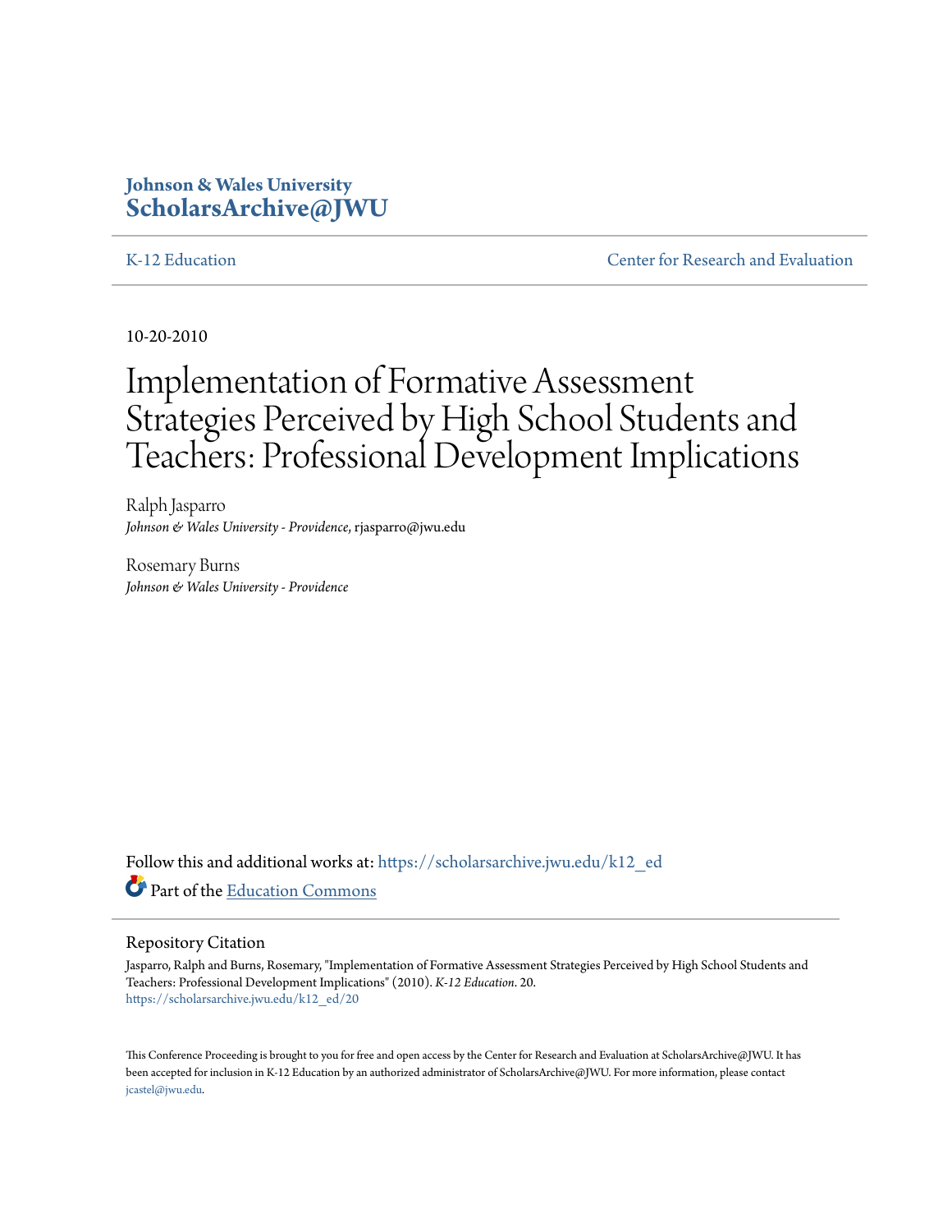**Johnson & Wales University**
**ScholarsArchive@JWU**

K-12 Education | Center for Research and Evaluation

10-20-2010

# Implementation of Formative Assessment Strategies Perceived by High School Students and Teachers: Professional Development Implications

Ralph Jasparro
*Johnson & Wales University - Providence*, rjasparro@jwu.edu

Rosemary Burns
*Johnson & Wales University - Providence*

Follow this and additional works at: https://scholarsarchive.jwu.edu/k12_ed

Part of the Education Commons

## Repository Citation

Jasparro, Ralph and Burns, Rosemary, "Implementation of Formative Assessment Strategies Perceived by High School Students and Teachers: Professional Development Implications" (2010). *K-12 Education*. 20.
https://scholarsarchive.jwu.edu/k12_ed/20

This Conference Proceeding is brought to you for free and open access by the Center for Research and Evaluation at ScholarsArchive@JWU. It has been accepted for inclusion in K-12 Education by an authorized administrator of ScholarsArchive@JWU. For more information, please contact jcastel@jwu.edu.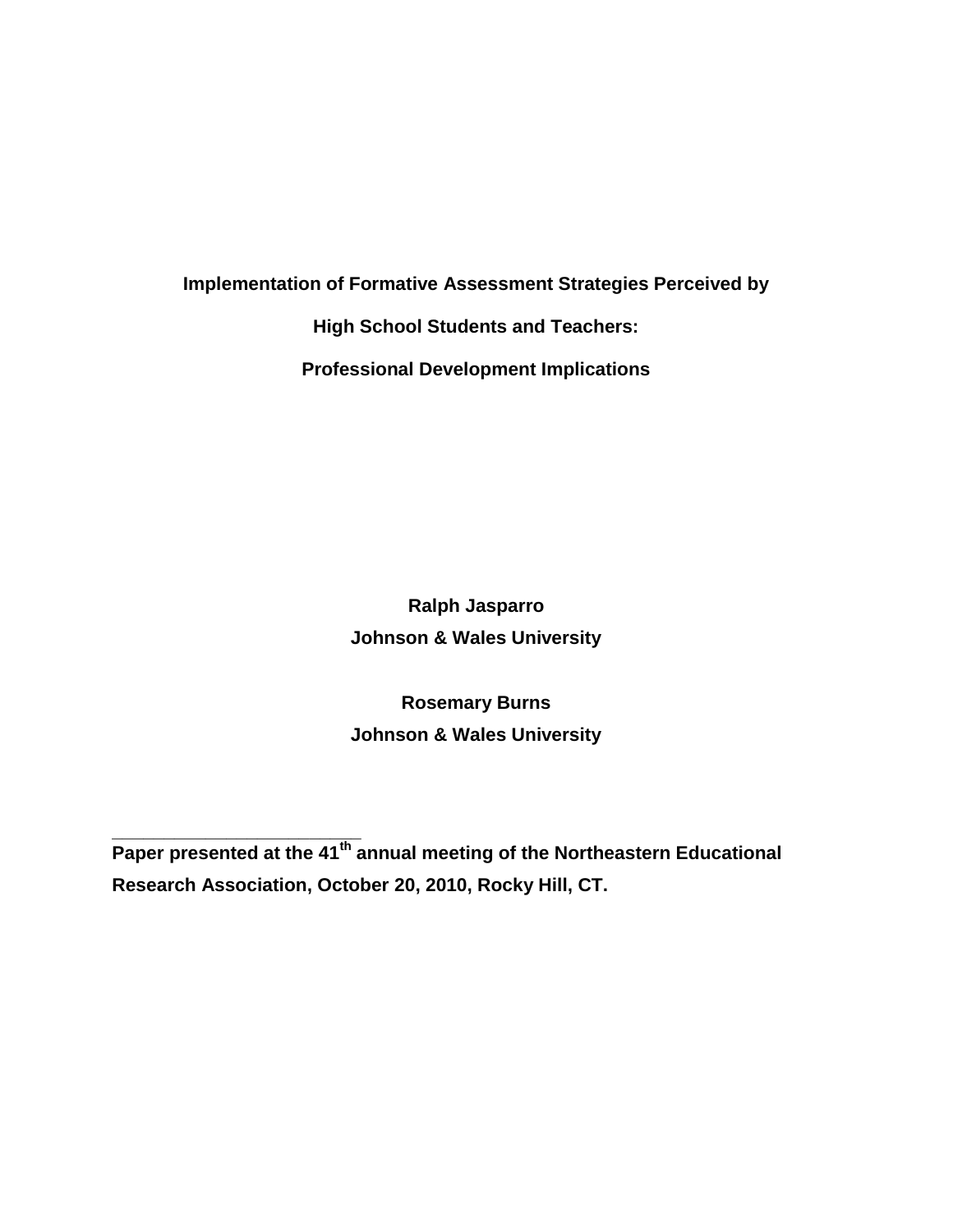# Implementation of Formative Assessment Strategies Perceived by High School Students and Teachers: Professional Development Implications

**Ralph Jasparro**
**Johnson & Wales University**

**Rosemary Burns**
**Johnson & Wales University**

---

**Paper presented at the 41st annual meeting of the Northeastern Educational Research Association, October 20, 2010, Rocky Hill, CT.**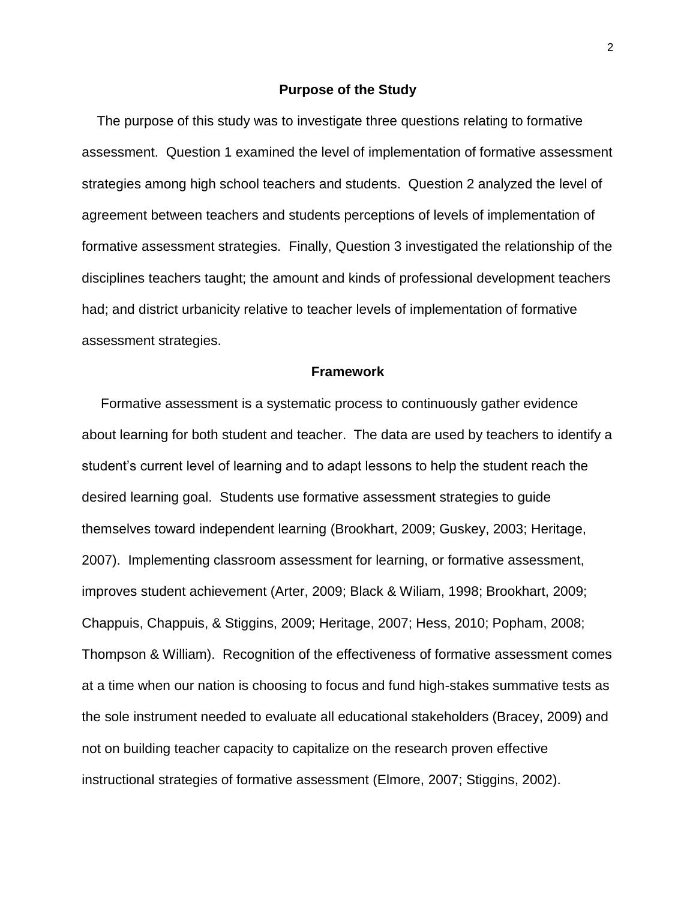## Purpose of the Study

The purpose of this study was to investigate three questions relating to formative assessment. Question 1 examined the level of implementation of formative assessment strategies among high school teachers and students. Question 2 analyzed the level of agreement between teachers and students perceptions of levels of implementation of formative assessment strategies. Finally, Question 3 investigated the relationship of the disciplines teachers taught; the amount and kinds of professional development teachers had; and district urbanicity relative to teacher levels of implementation of formative assessment strategies.

## Framework

Formative assessment is a systematic process to continuously gather evidence about learning for both student and teacher. The data are used by teachers to identify a student's current level of learning and to adapt lessons to help the student reach the desired learning goal. Students use formative assessment strategies to guide themselves toward independent learning (Brookhart, 2009; Guskey, 2003; Heritage, 2007). Implementing classroom assessment for learning, or formative assessment, improves student achievement (Arter, 2009; Black & Wiliam, 1998; Brookhart, 2009; Chappuis, Chappuis, & Stiggins, 2009; Heritage, 2007; Hess, 2010; Popham, 2008; Thompson & William). Recognition of the effectiveness of formative assessment comes at a time when our nation is choosing to focus and fund high-stakes summative tests as the sole instrument needed to evaluate all educational stakeholders (Bracey, 2009) and not on building teacher capacity to capitalize on the research proven effective instructional strategies of formative assessment (Elmore, 2007; Stiggins, 2002).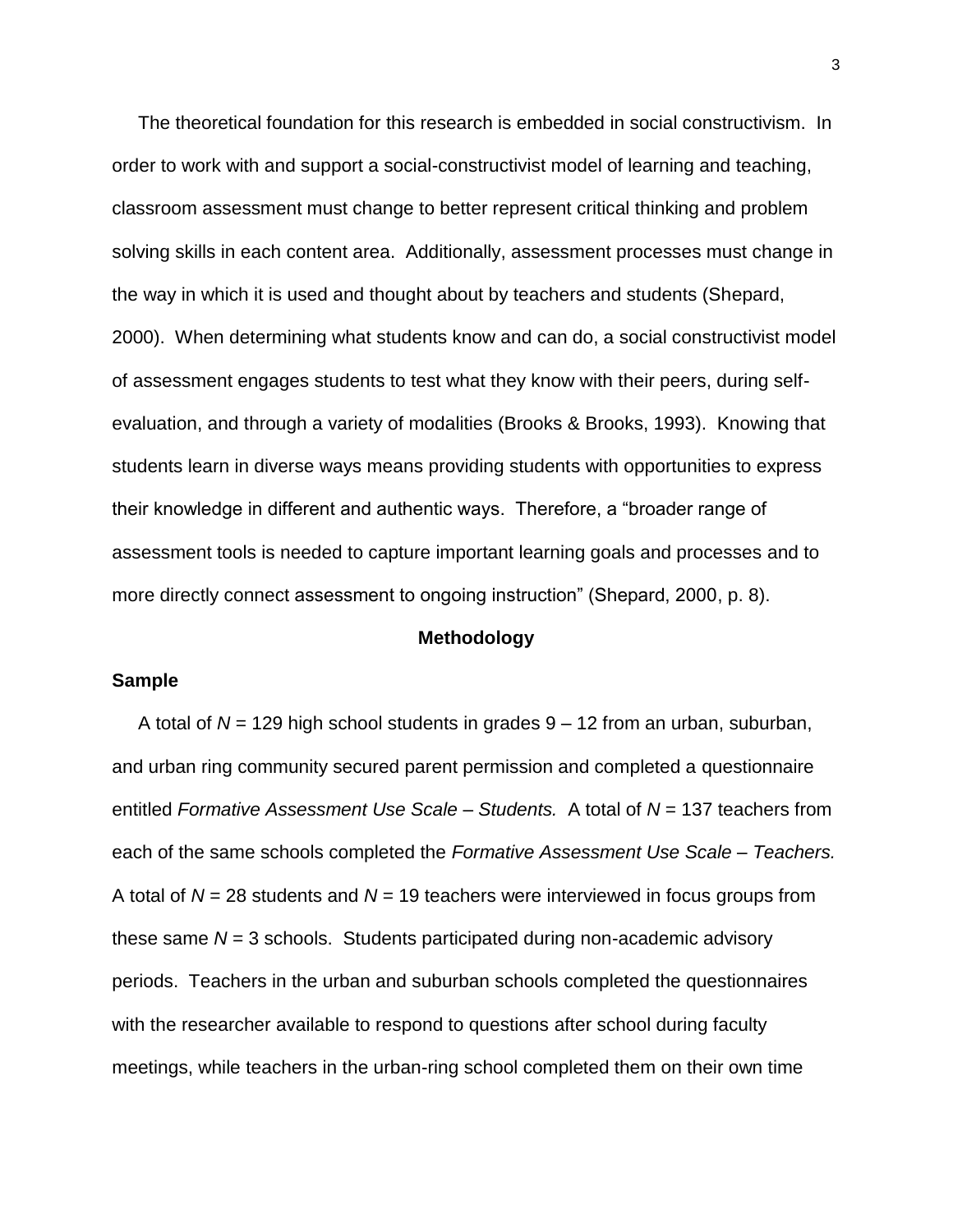The theoretical foundation for this research is embedded in social constructivism. In order to work with and support a social-constructivist model of learning and teaching, classroom assessment must change to better represent critical thinking and problem solving skills in each content area. Additionally, assessment processes must change in the way in which it is used and thought about by teachers and students (Shepard, 2000). When determining what students know and can do, a social constructivist model of assessment engages students to test what they know with their peers, during self-evaluation, and through a variety of modalities (Brooks & Brooks, 1993). Knowing that students learn in diverse ways means providing students with opportunities to express their knowledge in different and authentic ways. Therefore, a "broader range of assessment tools is needed to capture important learning goals and processes and to more directly connect assessment to ongoing instruction" (Shepard, 2000, p. 8).

## Methodology

### Sample

A total of $N$ = 129 high school students in grades 9 – 12 from an urban, suburban, and urban ring community secured parent permission and completed a questionnaire entitled *Formative Assessment Use Scale – Students.* A total of $N$ = 137 teachers from each of the same schools completed the *Formative Assessment Use Scale – Teachers.* A total of $N$ = 28 students and $N$ = 19 teachers were interviewed in focus groups from these same $N$ = 3 schools. Students participated during non-academic advisory periods. Teachers in the urban and suburban schools completed the questionnaires with the researcher available to respond to questions after school during faculty meetings, while teachers in the urban-ring school completed them on their own time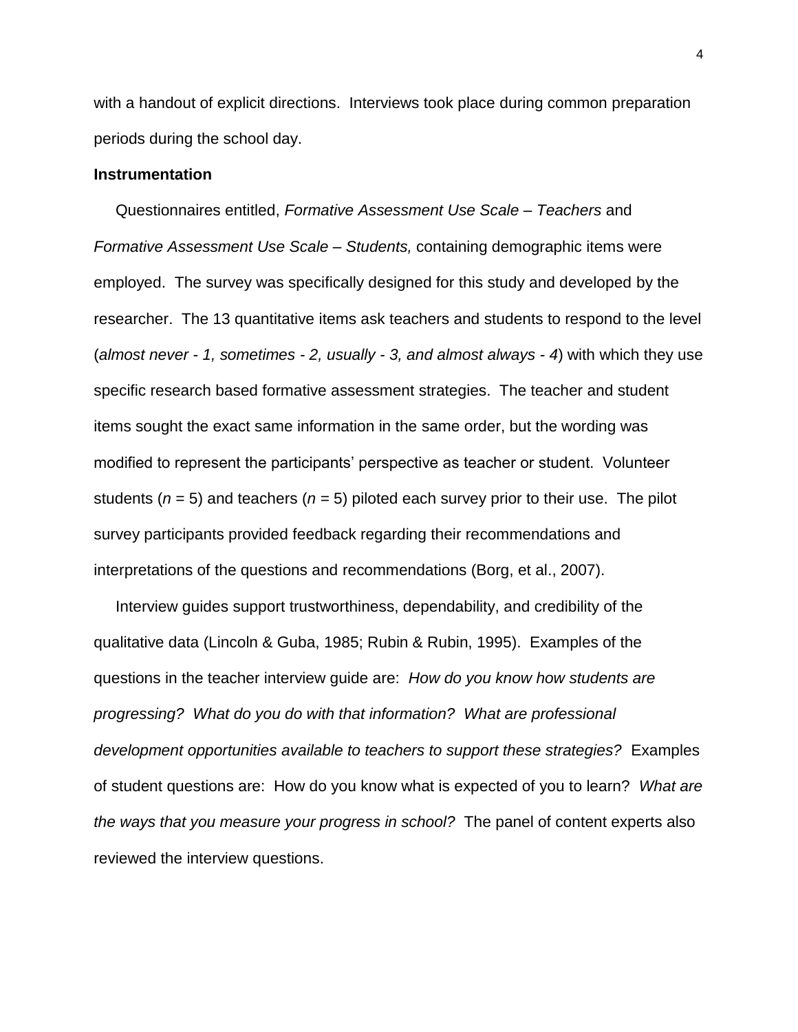with a handout of explicit directions.  Interviews took place during common preparation periods during the school day.

**Instrumentation**

Questionnaires entitled, *Formative Assessment Use Scale – Teachers* and *Formative Assessment Use Scale – Students,* containing demographic items were employed.  The survey was specifically designed for this study and developed by the researcher.  The 13 quantitative items ask teachers and students to respond to the level (*almost never - 1, sometimes - 2, usually - 3, and almost always - 4*) with which they use specific research based formative assessment strategies.  The teacher and student items sought the exact same information in the same order, but the wording was modified to represent the participants' perspective as teacher or student.  Volunteer students ($n$ = 5) and teachers ($n$ = 5) piloted each survey prior to their use.  The pilot survey participants provided feedback regarding their recommendations and interpretations of the questions and recommendations (Borg, et al., 2007).

Interview guides support trustworthiness, dependability, and credibility of the qualitative data (Lincoln & Guba, 1985; Rubin & Rubin, 1995).  Examples of the questions in the teacher interview guide are:  *How do you know how students are progressing?  What do you do with that information?  What are professional development opportunities available to teachers to support these strategies?*  Examples of student questions are:  How do you know what is expected of you to learn?  *What are the ways that you measure your progress in school?*  The panel of content experts also reviewed the interview questions.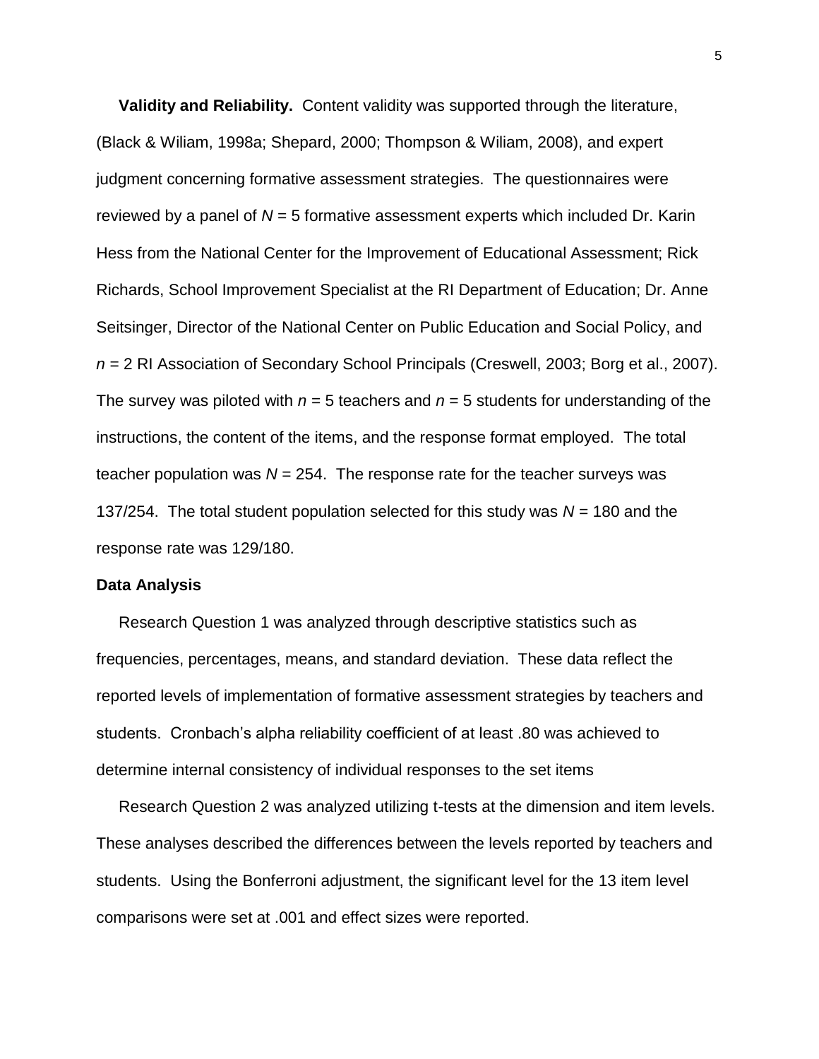**Validity and Reliability.** Content validity was supported through the literature, (Black & Wiliam, 1998a; Shepard, 2000; Thompson & Wiliam, 2008), and expert judgment concerning formative assessment strategies. The questionnaires were reviewed by a panel of $N$ = 5 formative assessment experts which included Dr. Karin Hess from the National Center for the Improvement of Educational Assessment; Rick Richards, School Improvement Specialist at the RI Department of Education; Dr. Anne Seitsinger, Director of the National Center on Public Education and Social Policy, and $n$ = 2 RI Association of Secondary School Principals (Creswell, 2003; Borg et al., 2007). The survey was piloted with $n$ = 5 teachers and $n$ = 5 students for understanding of the instructions, the content of the items, and the response format employed. The total teacher population was $N$ = 254. The response rate for the teacher surveys was 137/254. The total student population selected for this study was $N$ = 180 and the response rate was 129/180.

## Data Analysis

Research Question 1 was analyzed through descriptive statistics such as frequencies, percentages, means, and standard deviation. These data reflect the reported levels of implementation of formative assessment strategies by teachers and students. Cronbach's alpha reliability coefficient of at least .80 was achieved to determine internal consistency of individual responses to the set items

Research Question 2 was analyzed utilizing t-tests at the dimension and item levels. These analyses described the differences between the levels reported by teachers and students. Using the Bonferroni adjustment, the significant level for the 13 item level comparisons were set at .001 and effect sizes were reported.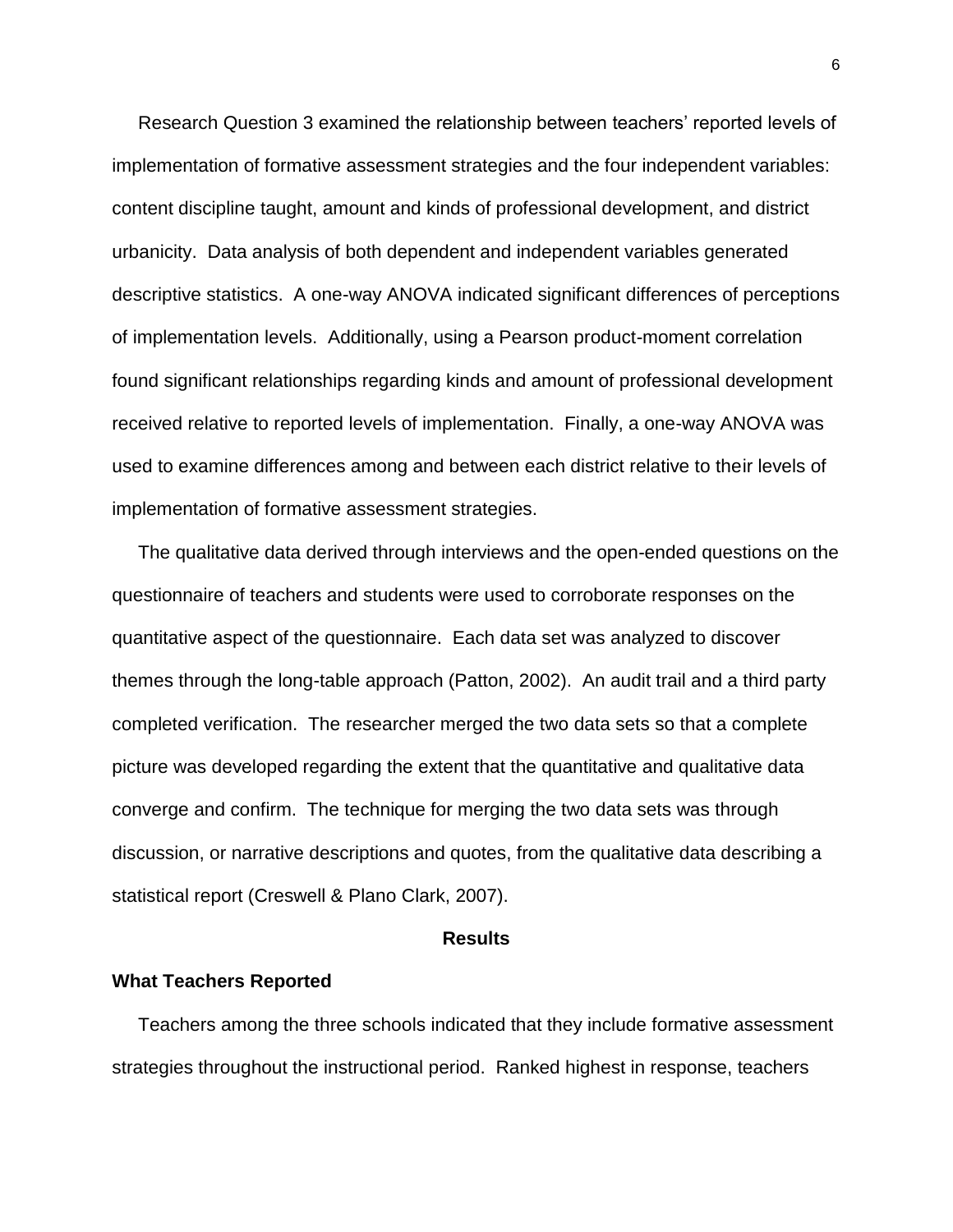Research Question 3 examined the relationship between teachers' reported levels of implementation of formative assessment strategies and the four independent variables: content discipline taught, amount and kinds of professional development, and district urbanicity. Data analysis of both dependent and independent variables generated descriptive statistics. A one-way ANOVA indicated significant differences of perceptions of implementation levels. Additionally, using a Pearson product-moment correlation found significant relationships regarding kinds and amount of professional development received relative to reported levels of implementation. Finally, a one-way ANOVA was used to examine differences among and between each district relative to their levels of implementation of formative assessment strategies.

The qualitative data derived through interviews and the open-ended questions on the questionnaire of teachers and students were used to corroborate responses on the quantitative aspect of the questionnaire. Each data set was analyzed to discover themes through the long-table approach (Patton, 2002). An audit trail and a third party completed verification. The researcher merged the two data sets so that a complete picture was developed regarding the extent that the quantitative and qualitative data converge and confirm. The technique for merging the two data sets was through discussion, or narrative descriptions and quotes, from the qualitative data describing a statistical report (Creswell & Plano Clark, 2007).

## Results

### What Teachers Reported

Teachers among the three schools indicated that they include formative assessment strategies throughout the instructional period. Ranked highest in response, teachers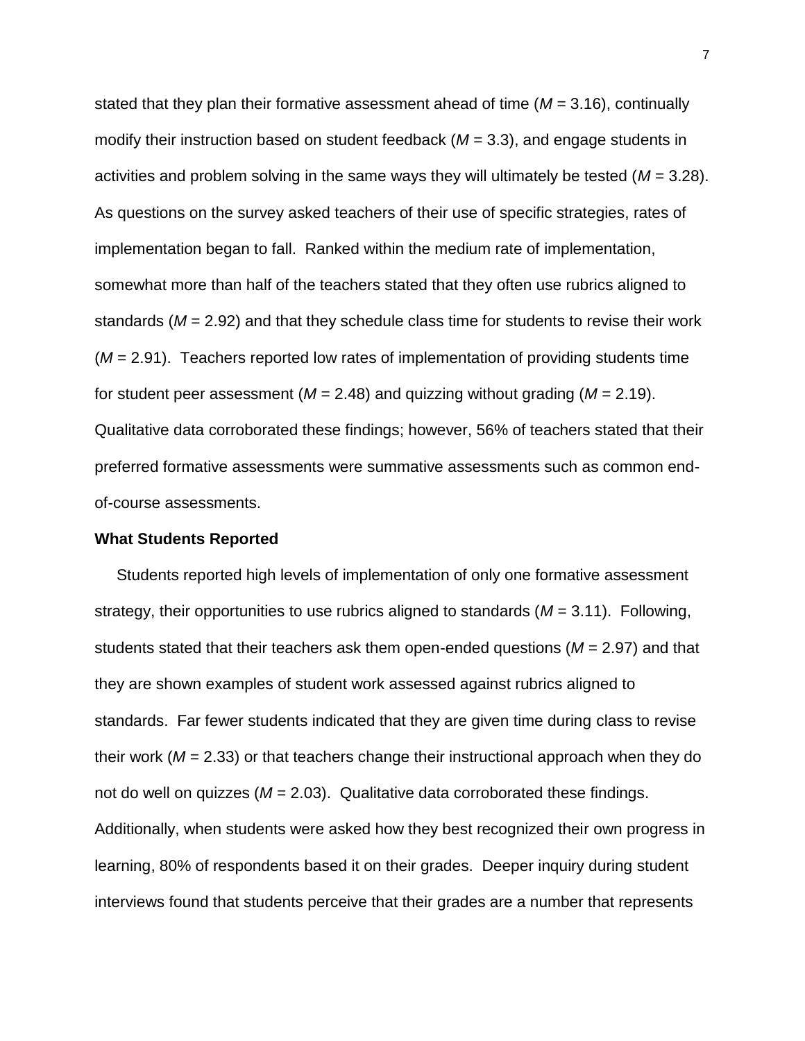stated that they plan their formative assessment ahead of time ($M$ = 3.16), continually modify their instruction based on student feedback ($M$ = 3.3), and engage students in activities and problem solving in the same ways they will ultimately be tested ($M$ = 3.28). As questions on the survey asked teachers of their use of specific strategies, rates of implementation began to fall. Ranked within the medium rate of implementation, somewhat more than half of the teachers stated that they often use rubrics aligned to standards ($M$ = 2.92) and that they schedule class time for students to revise their work ($M$ = 2.91). Teachers reported low rates of implementation of providing students time for student peer assessment ($M$ = 2.48) and quizzing without grading ($M$ = 2.19). Qualitative data corroborated these findings; however, 56% of teachers stated that their preferred formative assessments were summative assessments such as common end-of-course assessments.

**What Students Reported**

Students reported high levels of implementation of only one formative assessment strategy, their opportunities to use rubrics aligned to standards ($M$ = 3.11). Following, students stated that their teachers ask them open-ended questions ($M$ = 2.97) and that they are shown examples of student work assessed against rubrics aligned to standards. Far fewer students indicated that they are given time during class to revise their work ($M$ = 2.33) or that teachers change their instructional approach when they do not do well on quizzes ($M$ = 2.03). Qualitative data corroborated these findings. Additionally, when students were asked how they best recognized their own progress in learning, 80% of respondents based it on their grades. Deeper inquiry during student interviews found that students perceive that their grades are a number that represents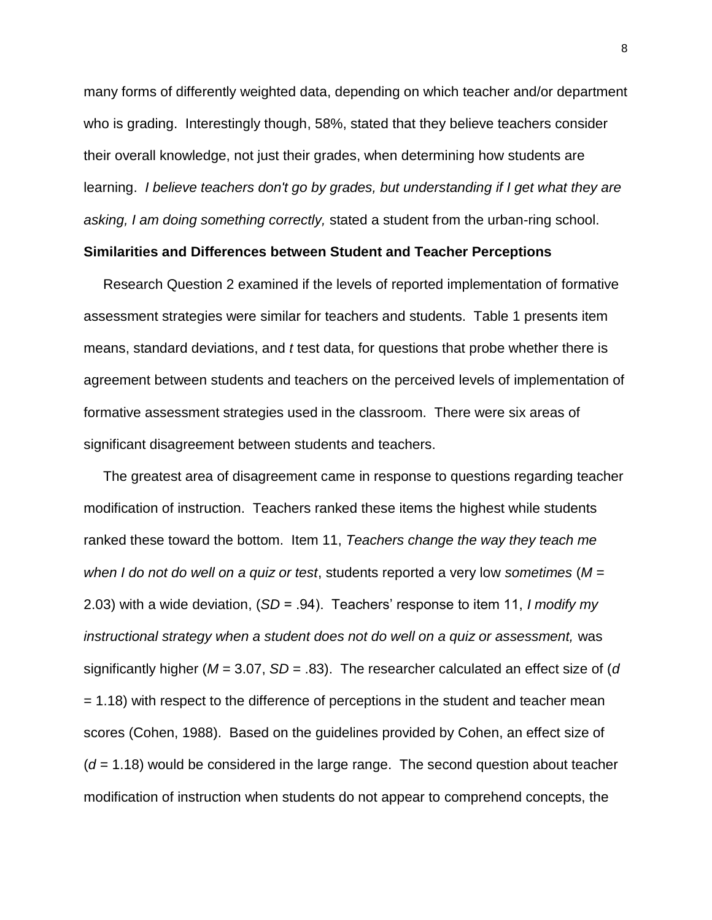many forms of differently weighted data, depending on which teacher and/or department who is grading. Interestingly though, 58%, stated that they believe teachers consider their overall knowledge, not just their grades, when determining how students are learning. *I believe teachers don't go by grades, but understanding if I get what they are asking, I am doing something correctly,* stated a student from the urban-ring school.

## Similarities and Differences between Student and Teacher Perceptions

Research Question 2 examined if the levels of reported implementation of formative assessment strategies were similar for teachers and students. Table 1 presents item means, standard deviations, and *t* test data, for questions that probe whether there is agreement between students and teachers on the perceived levels of implementation of formative assessment strategies used in the classroom. There were six areas of significant disagreement between students and teachers.

The greatest area of disagreement came in response to questions regarding teacher modification of instruction. Teachers ranked these items the highest while students ranked these toward the bottom. Item 11, *Teachers change the way they teach me when I do not do well on a quiz or test*, students reported a very low *sometimes* ($M$ = 2.03) with a wide deviation, ($SD$ = .94). Teachers' response to item 11, *I modify my instructional strategy when a student does not do well on a quiz or assessment,* was significantly higher ($M$ = 3.07, $SD$ = .83). The researcher calculated an effect size of ($d$ = 1.18) with respect to the difference of perceptions in the student and teacher mean scores (Cohen, 1988). Based on the guidelines provided by Cohen, an effect size of ($d$ = 1.18) would be considered in the large range. The second question about teacher modification of instruction when students do not appear to comprehend concepts, the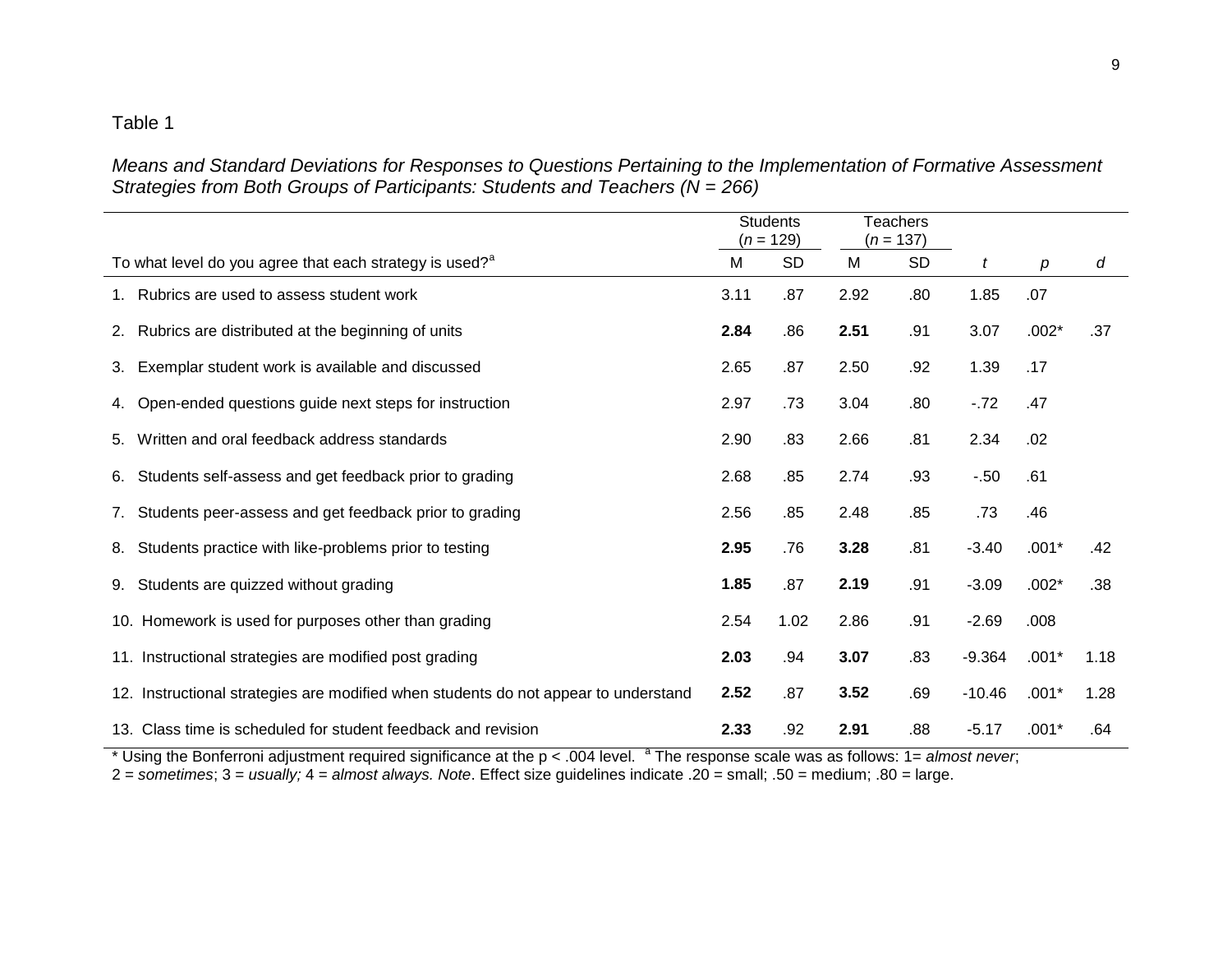Table 1

*Means and Standard Deviations for Responses to Questions Pertaining to the Implementation of Formative Assessment Strategies from Both Groups of Participants: Students and Teachers (N = 266)*

| | Students ($n$ = 129) | | Teachers ($n$ = 137) | | | | |
|---|---|---|---|---|---|---|---|
| To what level do you agree that each strategy is used?[a] | M | SD | M | SD | *t* | *p* | *d* |
| 1. Rubrics are used to assess student work | 3.11 | .87 | 2.92 | .80 | 1.85 | .07 | |
| 2. Rubrics are distributed at the beginning of units | **2.84** | .86 | **2.51** | .91 | 3.07 | .002* | .37 |
| 3. Exemplar student work is available and discussed | 2.65 | .87 | 2.50 | .92 | 1.39 | .17 | |
| 4. Open-ended questions guide next steps for instruction | 2.97 | .73 | 3.04 | .80 | -.72 | .47 | |
| 5. Written and oral feedback address standards | 2.90 | .83 | 2.66 | .81 | 2.34 | .02 | |
| 6. Students self-assess and get feedback prior to grading | 2.68 | .85 | 2.74 | .93 | -.50 | .61 | |
| 7. Students peer-assess and get feedback prior to grading | 2.56 | .85 | 2.48 | .85 | .73 | .46 | |
| 8. Students practice with like-problems prior to testing | **2.95** | .76 | **3.28** | .81 | -3.40 | .001* | .42 |
| 9. Students are quizzed without grading | **1.85** | .87 | **2.19** | .91 | -3.09 | .002* | .38 |
| 10. Homework is used for purposes other than grading | 2.54 | 1.02 | 2.86 | .91 | -2.69 | .008 | |
| 11. Instructional strategies are modified post grading | **2.03** | .94 | **3.07** | .83 | -9.364 | .001* | 1.18 |
| 12. Instructional strategies are modified when students do not appear to understand | **2.52** | .87 | **3.52** | .69 | -10.46 | .001* | 1.28 |
| 13. Class time is scheduled for student feedback and revision | **2.33** | .92 | **2.91** | .88 | -5.17 | .001* | .64 |

* Using the Bonferroni adjustment required significance at the $p < .004$ level. [a] The response scale was as follows: 1= *almost never*; 2 = *sometimes*; 3 = *usually;* 4 = *almost always. Note*. Effect size guidelines indicate .20 = small; .50 = medium; .80 = large.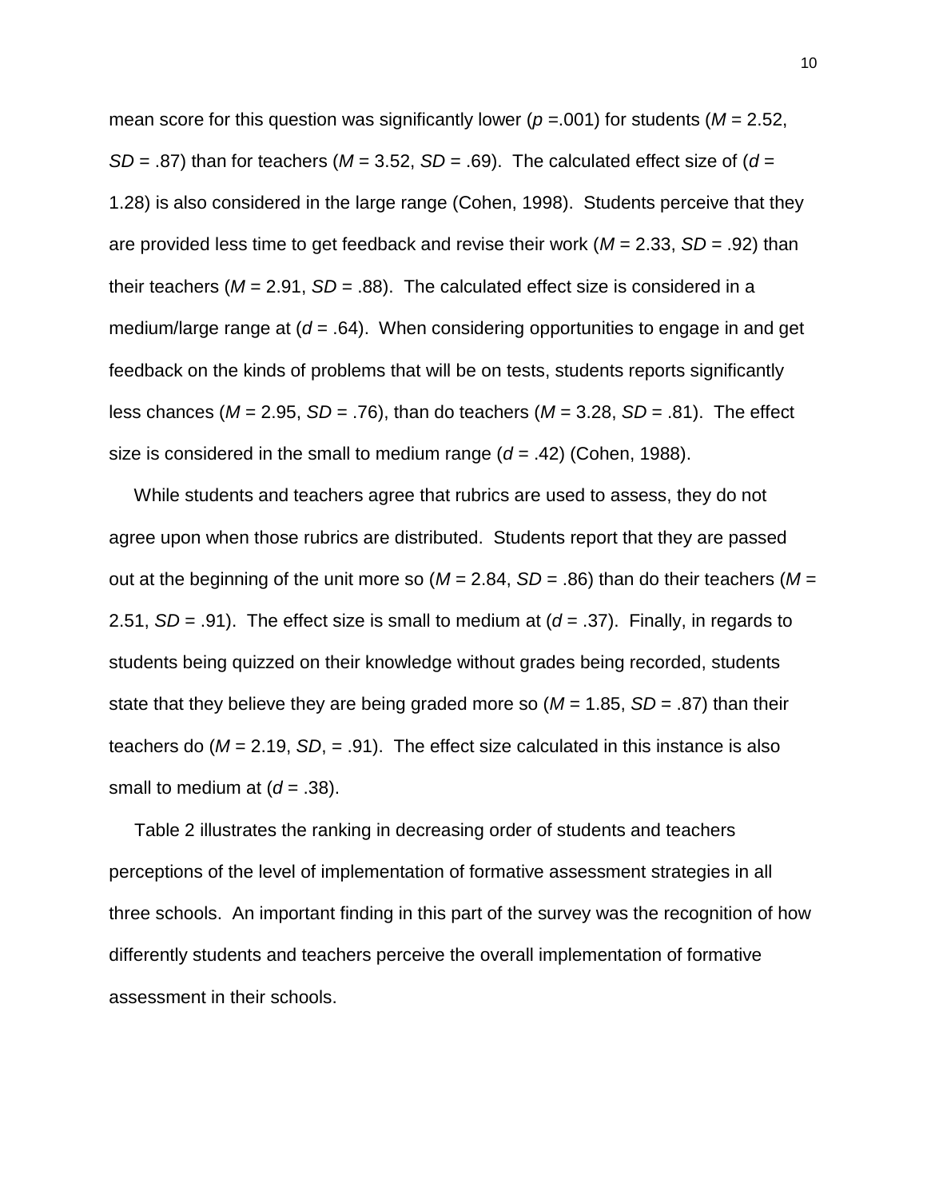mean score for this question was significantly lower ($p$ =.001) for students ($M$ = 2.52, $SD$ = .87) than for teachers ($M$ = 3.52, $SD$ = .69). The calculated effect size of ($d$ = 1.28) is also considered in the large range (Cohen, 1998). Students perceive that they are provided less time to get feedback and revise their work ($M$ = 2.33, $SD$ = .92) than their teachers ($M$ = 2.91, $SD$ = .88). The calculated effect size is considered in a medium/large range at ($d$ = .64). When considering opportunities to engage in and get feedback on the kinds of problems that will be on tests, students reports significantly less chances ($M$ = 2.95, $SD$ = .76), than do teachers ($M$ = 3.28, $SD$ = .81). The effect size is considered in the small to medium range ($d$ = .42) (Cohen, 1988).

While students and teachers agree that rubrics are used to assess, they do not agree upon when those rubrics are distributed. Students report that they are passed out at the beginning of the unit more so ($M$ = 2.84, $SD$ = .86) than do their teachers ($M$ = 2.51, $SD$ = .91). The effect size is small to medium at ($d$ = .37). Finally, in regards to students being quizzed on their knowledge without grades being recorded, students state that they believe they are being graded more so ($M$ = 1.85, $SD$ = .87) than their teachers do ($M$ = 2.19, $SD$, = .91). The effect size calculated in this instance is also small to medium at ($d$ = .38).

Table 2 illustrates the ranking in decreasing order of students and teachers perceptions of the level of implementation of formative assessment strategies in all three schools. An important finding in this part of the survey was the recognition of how differently students and teachers perceive the overall implementation of formative assessment in their schools.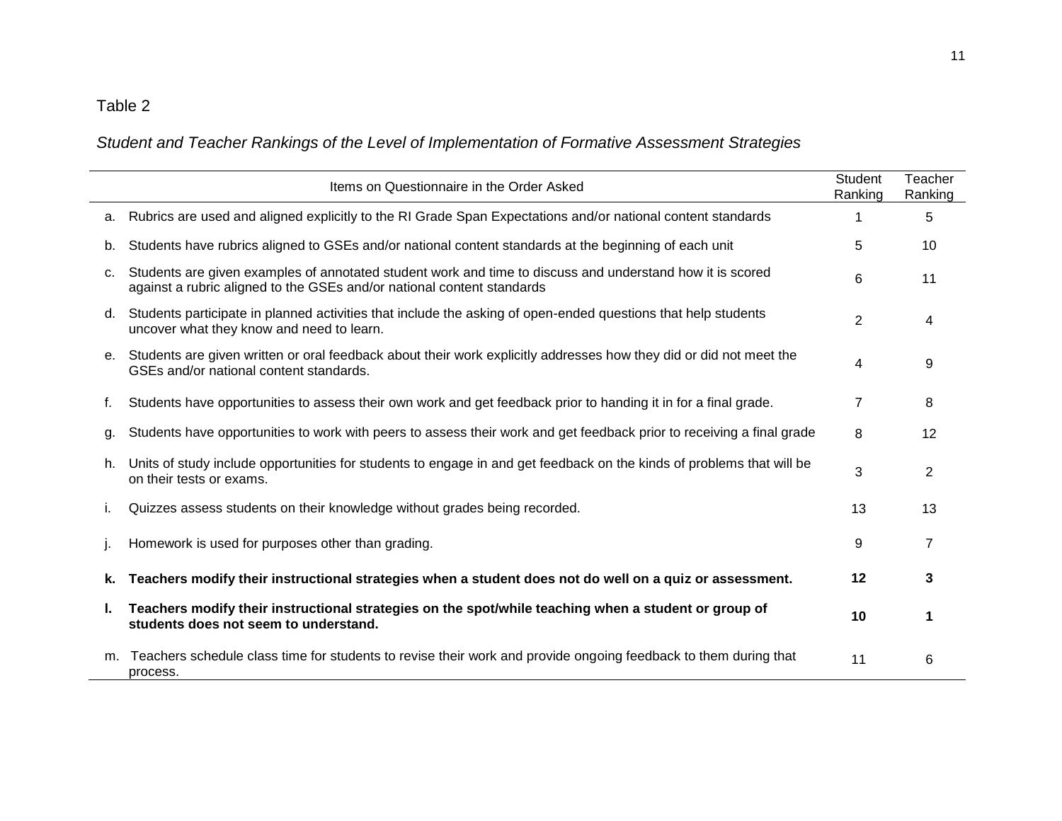Table 2

*Student and Teacher Rankings of the Level of Implementation of Formative Assessment Strategies*

| | Items on Questionnaire in the Order Asked | Student Ranking | Teacher Ranking |
|---|---|---|---|
| a. | Rubrics are used and aligned explicitly to the RI Grade Span Expectations and/or national content standards | 1 | 5 |
| b. | Students have rubrics aligned to GSEs and/or national content standards at the beginning of each unit | 5 | 10 |
| c. | Students are given examples of annotated student work and time to discuss and understand how it is scored against a rubric aligned to the GSEs and/or national content standards | 6 | 11 |
| d. | Students participate in planned activities that include the asking of open-ended questions that help students uncover what they know and need to learn. | 2 | 4 |
| e. | Students are given written or oral feedback about their work explicitly addresses how they did or did not meet the GSEs and/or national content standards. | 4 | 9 |
| f. | Students have opportunities to assess their own work and get feedback prior to handing it in for a final grade. | 7 | 8 |
| g. | Students have opportunities to work with peers to assess their work and get feedback prior to receiving a final grade | 8 | 12 |
| h. | Units of study include opportunities for students to engage in and get feedback on the kinds of problems that will be on their tests or exams. | 3 | 2 |
| i. | Quizzes assess students on their knowledge without grades being recorded. | 13 | 13 |
| j. | Homework is used for purposes other than grading. | 9 | 7 |
| **k.** | **Teachers modify their instructional strategies when a student does not do well on a quiz or assessment.** | **12** | **3** |
| **l.** | **Teachers modify their instructional strategies on the spot/while teaching when a student or group of students does not seem to understand.** | **10** | **1** |
| m. | Teachers schedule class time for students to revise their work and provide ongoing feedback to them during that process. | 11 | 6 |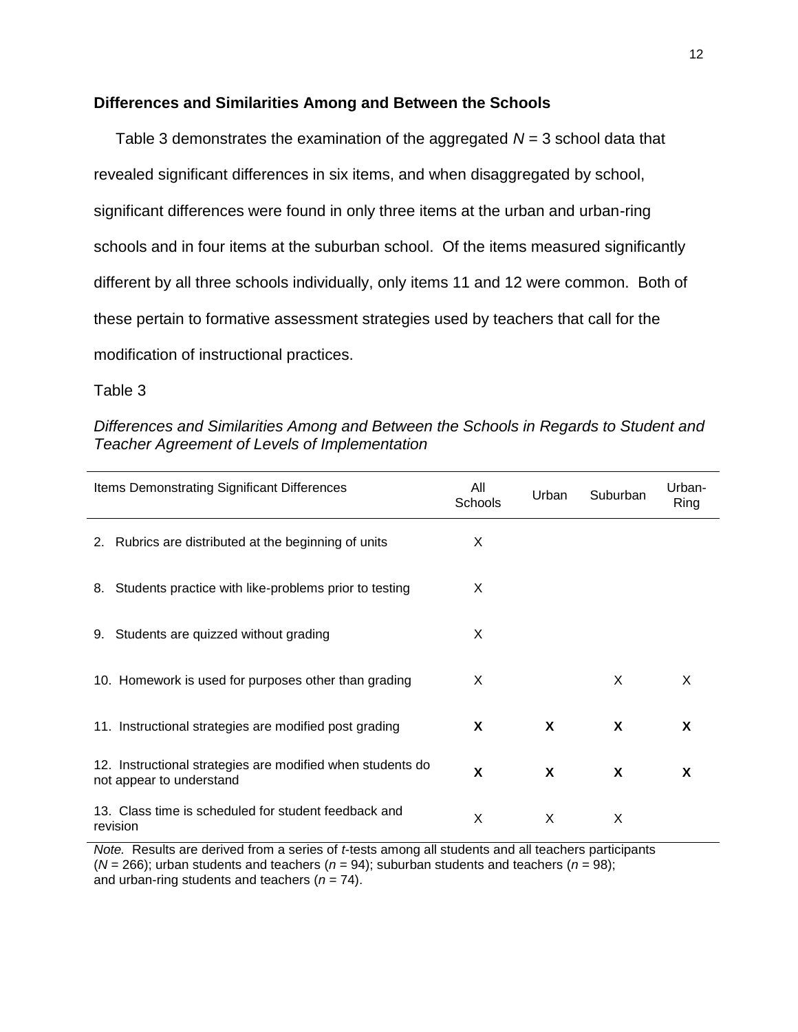## Differences and Similarities Among and Between the Schools

Table 3 demonstrates the examination of the aggregated $N = 3$ school data that revealed significant differences in six items, and when disaggregated by school, significant differences were found in only three items at the urban and urban-ring schools and in four items at the suburban school. Of the items measured significantly different by all three schools individually, only items 11 and 12 were common. Both of these pertain to formative assessment strategies used by teachers that call for the modification of instructional practices.

Table 3

*Differences and Similarities Among and Between the Schools in Regards to Student and Teacher Agreement of Levels of Implementation*

| Items Demonstrating Significant Differences | All Schools | Urban | Suburban | Urban-Ring |
|---|---|---|---|---|
| 2. Rubrics are distributed at the beginning of units | X | | | |
| 8. Students practice with like-problems prior to testing | X | | | |
| 9. Students are quizzed without grading | X | | | |
| 10. Homework is used for purposes other than grading | X | | X | X |
| 11. Instructional strategies are modified post grading | **X** | **X** | **X** | **X** |
| 12. Instructional strategies are modified when students do not appear to understand | **X** | **X** | **X** | **X** |
| 13. Class time is scheduled for student feedback and revision | X | X | X | |

*Note.* Results are derived from a series of *t*-tests among all students and all teachers participants ($N = 266$); urban students and teachers ($n = 94$); suburban students and teachers ($n = 98$); and urban-ring students and teachers ($n = 74$).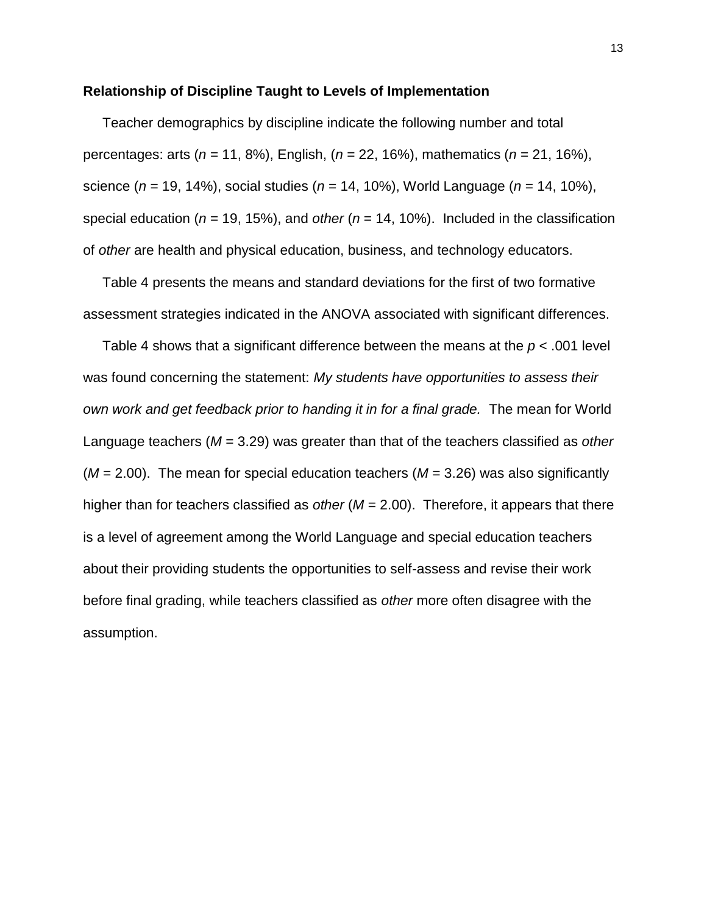**Relationship of Discipline Taught to Levels of Implementation**

Teacher demographics by discipline indicate the following number and total percentages: arts ($n$ = 11, 8%), English, ($n$ = 22, 16%), mathematics ($n$ = 21, 16%), science ($n$ = 19, 14%), social studies ($n$ = 14, 10%), World Language ($n$ = 14, 10%), special education ($n$ = 19, 15%), and *other* ($n$ = 14, 10%). Included in the classification of *other* are health and physical education, business, and technology educators.

Table 4 presents the means and standard deviations for the first of two formative assessment strategies indicated in the ANOVA associated with significant differences.

Table 4 shows that a significant difference between the means at the $p < .001$ level was found concerning the statement: *My students have opportunities to assess their own work and get feedback prior to handing it in for a final grade.* The mean for World Language teachers ($M$ = 3.29) was greater than that of the teachers classified as *other* ($M$ = 2.00). The mean for special education teachers ($M$ = 3.26) was also significantly higher than for teachers classified as *other* ($M$ = 2.00). Therefore, it appears that there is a level of agreement among the World Language and special education teachers about their providing students the opportunities to self-assess and revise their work before final grading, while teachers classified as *other* more often disagree with the assumption.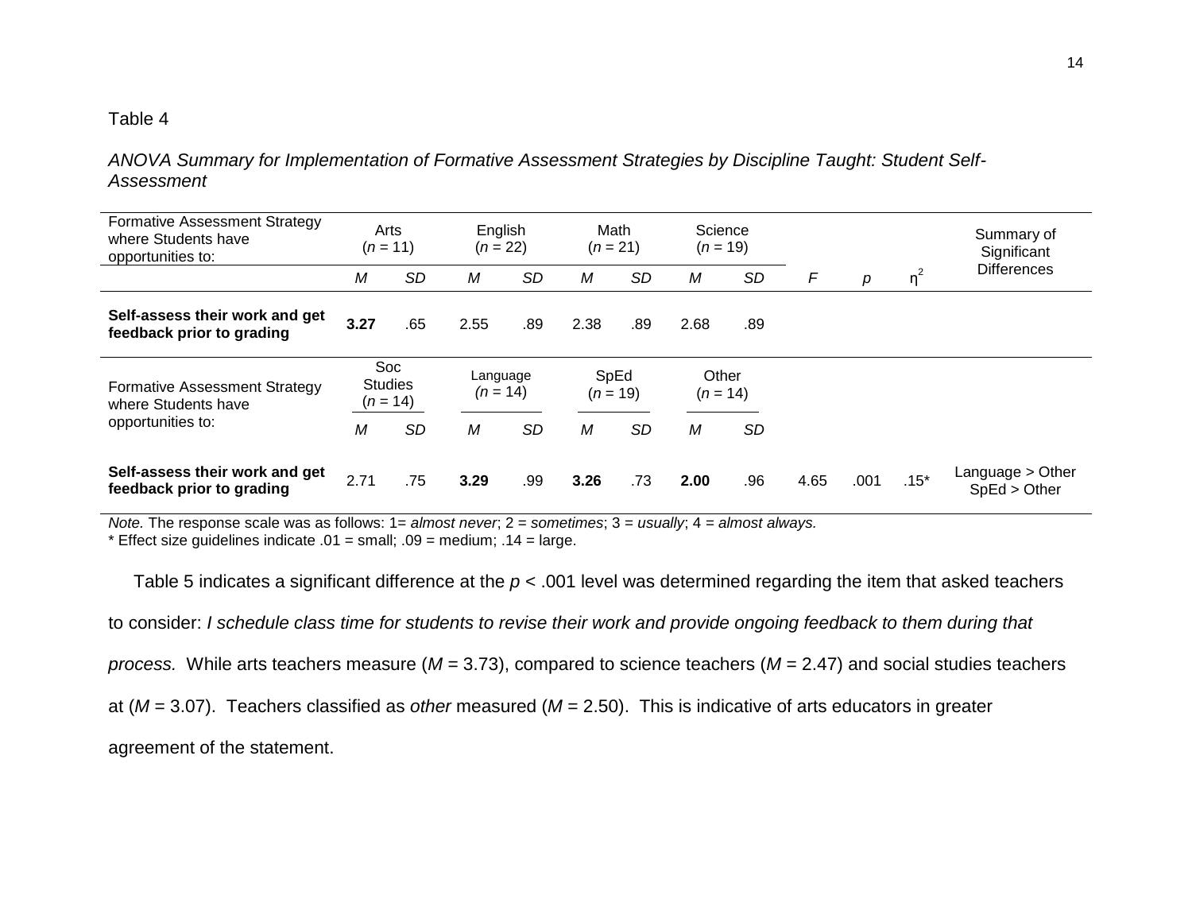Table 4

*ANOVA Summary for Implementation of Formative Assessment Strategies by Discipline Taught: Student Self-Assessment*

| Formative Assessment Strategy where Students have opportunities to: | Arts ($n$ = 11) | | English ($n$ = 22) | | Math ($n$ = 21) | | Science ($n$ = 19) | | | | | Summary of Significant Differences |
|---|---|---|---|---|---|---|---|---|---|---|---|---|
| | *M* | *SD* | *M* | *SD* | *M* | *SD* | *M* | *SD* | *F* | *p* | $\eta^2$ | |
| **Self-assess their work and get feedback prior to grading** | **3.27** | .65 | 2.55 | .89 | 2.38 | .89 | 2.68 | .89 | | | | |
| Formative Assessment Strategy where Students have opportunities to: | Soc Studies ($n$ = 14) | | Language ($n$ = 14) | | SpEd ($n$ = 19) | | Other ($n$ = 14) | | | | | |
| | *M* | *SD* | *M* | *SD* | *M* | *SD* | *M* | *SD* | | | | |
| **Self-assess their work and get feedback prior to grading** | 2.71 | .75 | **3.29** | .99 | **3.26** | .73 | **2.00** | .96 | 4.65 | .001 | .15* | Language > Other SpEd > Other |

*Note.* The response scale was as follows: 1= *almost never*; 2 = *sometimes*; 3 = *usually*; 4 = *almost always.*
* Effect size guidelines indicate .01 = small; .09 = medium; .14 = large.

Table 5 indicates a significant difference at the $p < .001$ level was determined regarding the item that asked teachers to consider: *I schedule class time for students to revise their work and provide ongoing feedback to them during that process.* While arts teachers measure ($M$ = 3.73), compared to science teachers ($M$ = 2.47) and social studies teachers at ($M$ = 3.07). Teachers classified as *other* measured ($M$ = 2.50). This is indicative of arts educators in greater agreement of the statement.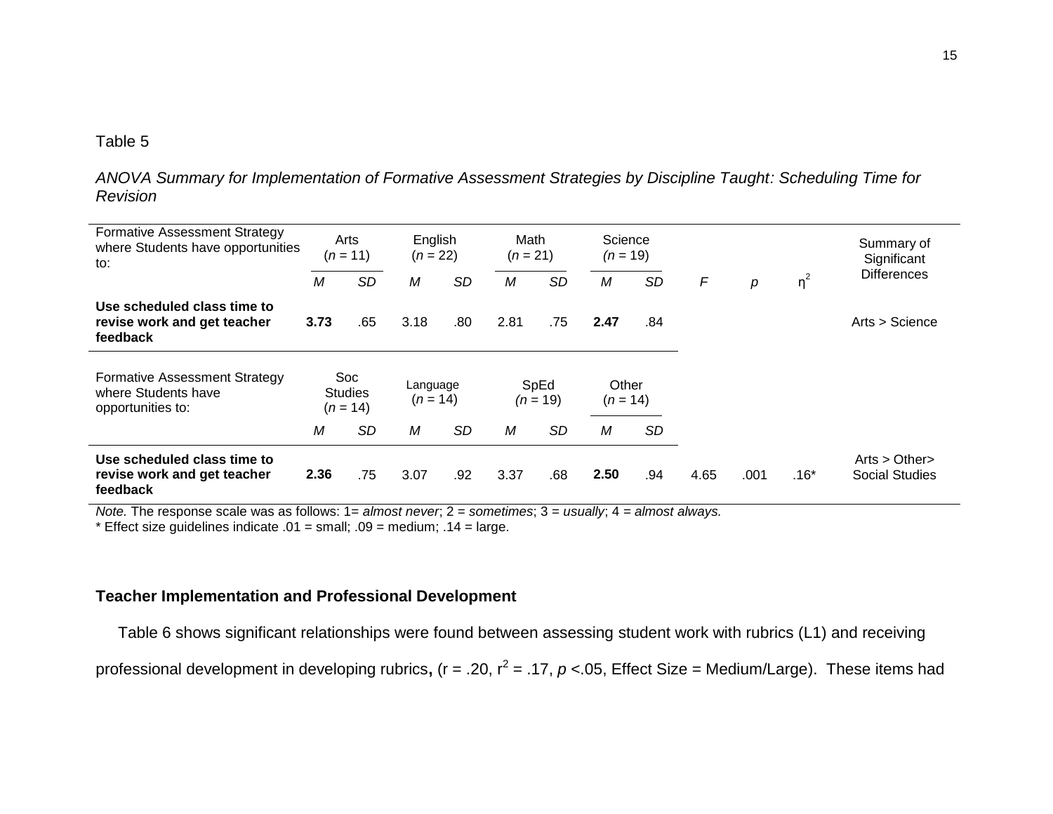Table 5

*ANOVA Summary for Implementation of Formative Assessment Strategies by Discipline Taught: Scheduling Time for Revision*

| Formative Assessment Strategy where Students have opportunities to: | Arts ($n$ = 11) | | English ($n$ = 22) | | Math ($n$ = 21) | | Science ($n$ = 19) | | | | | Summary of Significant Differences |
|---|---|---|---|---|---|---|---|---|---|---|---|---|
| | *M* | *SD* | *M* | *SD* | *M* | *SD* | *M* | *SD* | *F* | *p* | $\eta^2$ | |
| **Use scheduled class time to revise work and get teacher feedback** | **3.73** | .65 | 3.18 | .80 | 2.81 | .75 | **2.47** | .84 | | | | Arts > Science |
| **Formative Assessment Strategy where Students have opportunities to:** | **Soc Studies ($n$ = 14)** | | **Language ($n$ = 14)** | | **SpEd ($n$ = 19)** | | **Other ($n$ = 14)** | | | | | |
| | *M* | *SD* | *M* | *SD* | *M* | *SD* | *M* | *SD* | | | | |
| **Use scheduled class time to revise work and get teacher feedback** | **2.36** | .75 | 3.07 | .92 | 3.37 | .68 | **2.50** | .94 | 4.65 | .001 | .16* | Arts > Other> Social Studies |

*Note.* The response scale was as follows: 1= *almost never*; 2 = *sometimes*; 3 = *usually*; 4 = *almost always.*
\* Effect size guidelines indicate .01 = small; .09 = medium; .14 = large.

### Teacher Implementation and Professional Development

Table 6 shows significant relationships were found between assessing student work with rubrics (L1) and receiving professional development in developing rubrics**,** (r = .20, $r^2$ = .17, *p* <.05, Effect Size = Medium/Large). These items had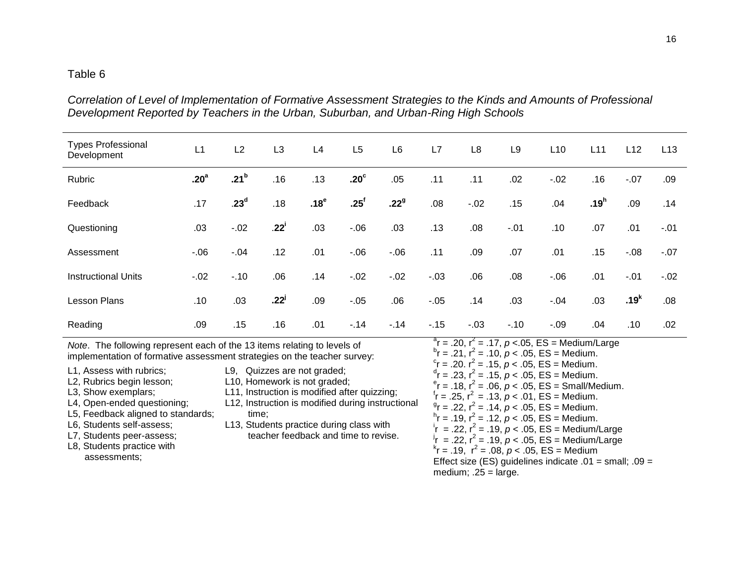Table 6

*Correlation of Level of Implementation of Formative Assessment Strategies to the Kinds and Amounts of Professional Development Reported by Teachers in the Urban, Suburban, and Urban-Ring High Schools*

| Types Professional Development | L1 | L2 | L3 | L4 | L5 | L6 | L7 | L8 | L9 | L10 | L11 | L12 | L13 |
|---|---|---|---|---|---|---|---|---|---|---|---|---|---|
| Rubric | **.20**[a] | **.21**[b] | .16 | .13 | **.20**[c] | .05 | .11 | .11 | .02 | -.02 | .16 | -.07 | .09 |
| Feedback | .17 | **.23**[d] | .18 | **.18**[e] | **.25**[f] | **.22**[g] | .08 | -.02 | .15 | .04 | **.19**[h] | .09 | .14 |
| Questioning | .03 | -.02 | **.22**[i] | .03 | -.06 | .03 | .13 | .08 | -.01 | .10 | .07 | .01 | -.01 |
| Assessment | -.06 | -.04 | .12 | .01 | -.06 | -.06 | .11 | .09 | .07 | .01 | .15 | -.08 | -.07 |
| Instructional Units | -.02 | -.10 | .06 | .14 | -.02 | -.02 | -.03 | .06 | .08 | -.06 | .01 | -.01 | -.02 |
| Lesson Plans | .10 | .03 | **.22**[j] | .09 | -.05 | .06 | -.05 | .14 | .03 | -.04 | .03 | **.19**[k] | .08 |
| Reading | .09 | .15 | .16 | .01 | -.14 | -.14 | -.15 | -.03 | -.10 | -.09 | .04 | .10 | .02 |

*Note*. The following represent each of the 13 items relating to levels of implementation of formative assessment strategies on the teacher survey:

L1, Assess with rubrics;
L2, Rubrics begin lesson;
L3, Show exemplars;
L4, Open-ended questioning;
L5, Feedback aligned to standards;
L6, Students self-assess;
L7, Students peer-assess;
L8, Students practice with assessments;
L9, Quizzes are not graded;
L10, Homework is not graded;
L11, Instruction is modified after quizzing;
L12, Instruction is modified during instructional time;
L13, Students practice during class with teacher feedback and time to revise.

[a] $r = .20$, $r^2 = .17$, $p < .05$, ES = Medium/Large
[b] $r = .21$, $r^2 = .10$, $p < .05$, ES = Medium.
[c] $r = .20$. $r^2 = .15$, $p < .05$, ES = Medium.
[d] $r = .23$, $r^2 = .15$, $p < .05$, ES = Medium.
[e] $r = .18$, $r^2 = .06$, $p < .05$, ES = Small/Medium.
[f] $r = .25$, $r^2 = .13$, $p < .01$, ES = Medium.
[g] $r = .22$, $r^2 = .14$, $p < .05$, ES = Medium.
[h] $r = .19$, $r^2 = .12$, $p < .05$, ES = Medium.
[i] $r = .22$, $r^2 = .19$, $p < .05$, ES = Medium/Large
[j] $r = .22$, $r^2 = .19$, $p < .05$, ES = Medium/Large
[k] $r = .19$, $r^2 = .08$, $p < .05$, ES = Medium

Effect size (ES) guidelines indicate .01 = small; .09 = medium; .25 = large.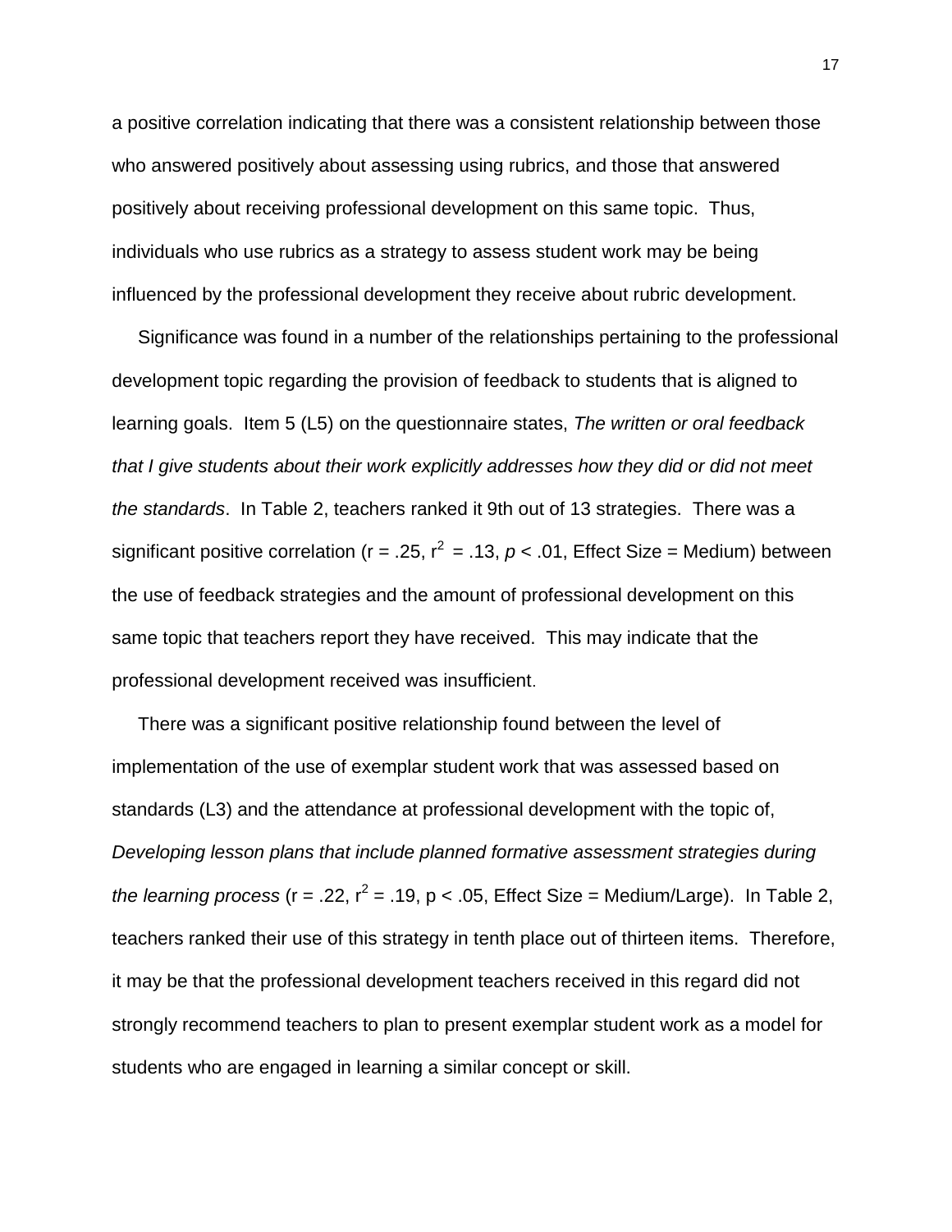a positive correlation indicating that there was a consistent relationship between those who answered positively about assessing using rubrics, and those that answered positively about receiving professional development on this same topic.  Thus, individuals who use rubrics as a strategy to assess student work may be being influenced by the professional development they receive about rubric development.

Significance was found in a number of the relationships pertaining to the professional development topic regarding the provision of feedback to students that is aligned to learning goals.  Item 5 (L5) on the questionnaire states, *The written or oral feedback that I give students about their work explicitly addresses how they did or did not meet the standards*.  In Table 2, teachers ranked it 9th out of 13 strategies.  There was a significant positive correlation ($r = .25$, $r^2 = .13$, $p < .01$, Effect Size = Medium) between the use of feedback strategies and the amount of professional development on this same topic that teachers report they have received.  This may indicate that the professional development received was insufficient.

There was a significant positive relationship found between the level of implementation of the use of exemplar student work that was assessed based on standards (L3) and the attendance at professional development with the topic of, *Developing lesson plans that include planned formative assessment strategies during the learning process* ($r = .22$, $r^2 = .19$, $p < .05$, Effect Size = Medium/Large).  In Table 2, teachers ranked their use of this strategy in tenth place out of thirteen items.  Therefore, it may be that the professional development teachers received in this regard did not strongly recommend teachers to plan to present exemplar student work as a model for students who are engaged in learning a similar concept or skill.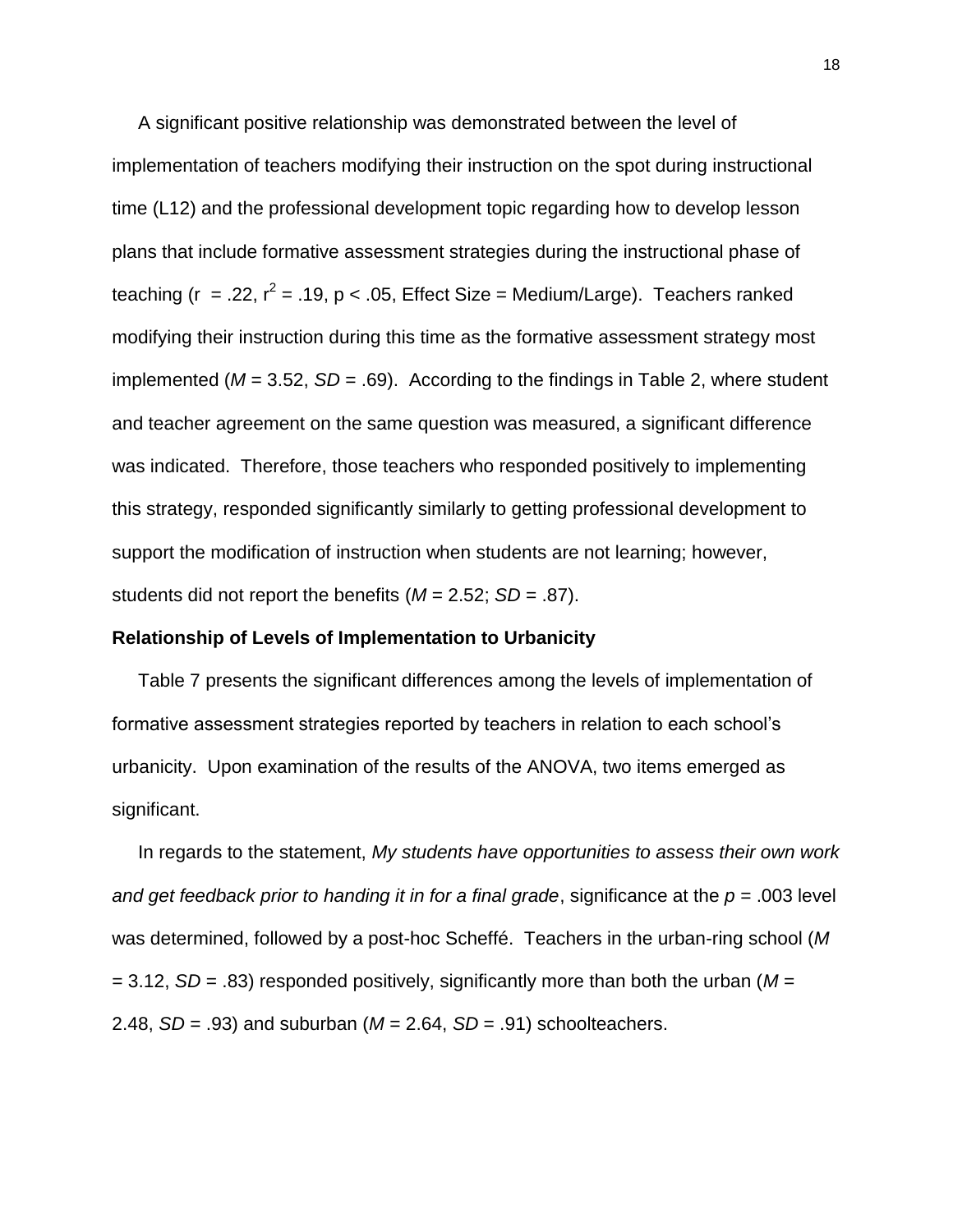A significant positive relationship was demonstrated between the level of implementation of teachers modifying their instruction on the spot during instructional time (L12) and the professional development topic regarding how to develop lesson plans that include formative assessment strategies during the instructional phase of teaching ($r = .22$, $r^2 = .19$, $p < .05$, Effect Size = Medium/Large). Teachers ranked modifying their instruction during this time as the formative assessment strategy most implemented ($M = 3.52$, $SD = .69$). According to the findings in Table 2, where student and teacher agreement on the same question was measured, a significant difference was indicated. Therefore, those teachers who responded positively to implementing this strategy, responded significantly similarly to getting professional development to support the modification of instruction when students are not learning; however, students did not report the benefits ($M = 2.52$; $SD = .87$).

**Relationship of Levels of Implementation to Urbanicity**

Table 7 presents the significant differences among the levels of implementation of formative assessment strategies reported by teachers in relation to each school's urbanicity. Upon examination of the results of the ANOVA, two items emerged as significant.

In regards to the statement, *My students have opportunities to assess their own work and get feedback prior to handing it in for a final grade*, significance at the $p = .003$ level was determined, followed by a post-hoc Scheffé. Teachers in the urban-ring school ($M = 3.12$, $SD = .83$) responded positively, significantly more than both the urban ($M = 2.48$, $SD = .93$) and suburban ($M = 2.64$, $SD = .91$) schoolteachers.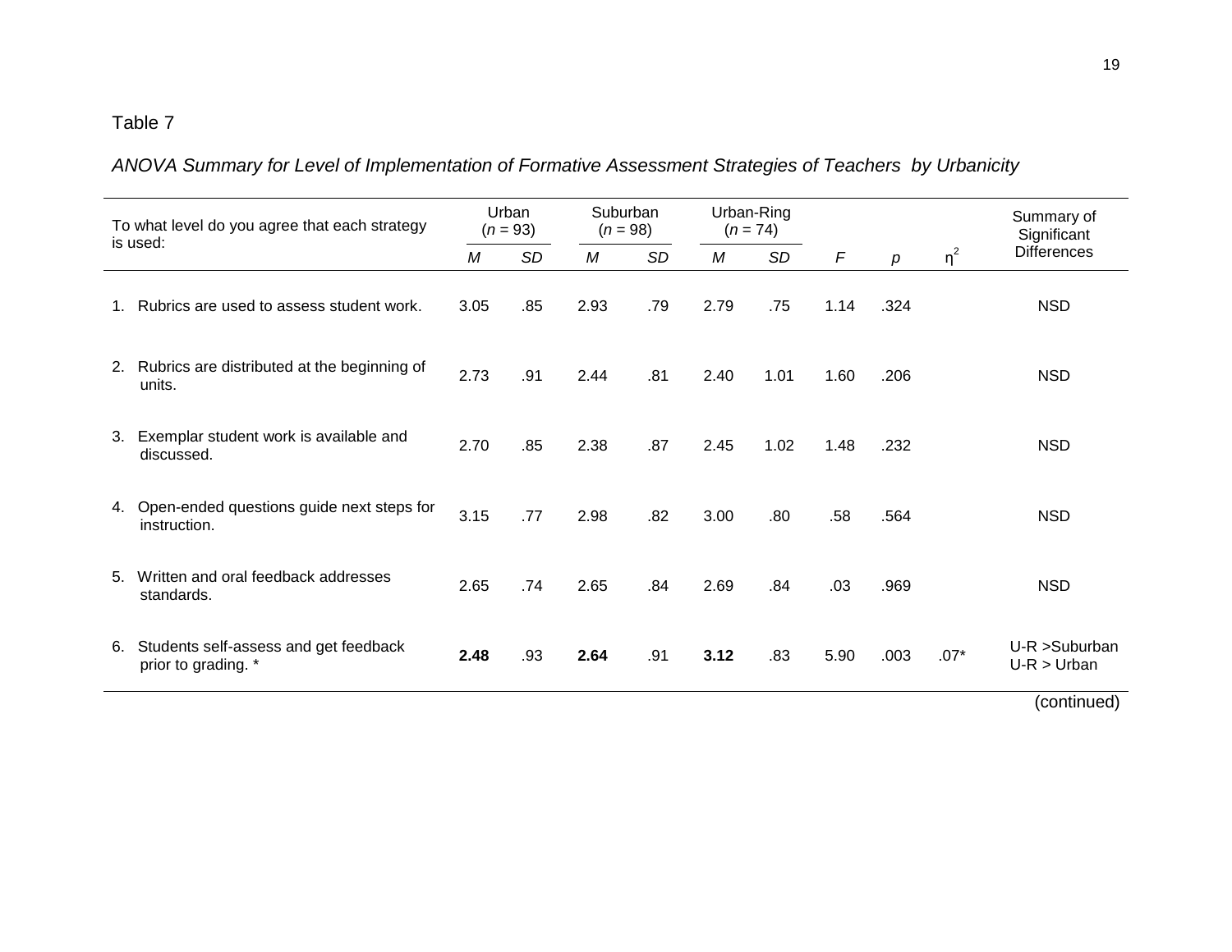Table 7

*ANOVA Summary for Level of Implementation of Formative Assessment Strategies of Teachers by Urbanicity*

| To what level do you agree that each strategy is used: | Urban ($n$ = 93) | | Suburban ($n$ = 98) | | Urban-Ring ($n$ = 74) | | | | | Summary of Significant Differences |
|---|---|---|---|---|---|---|---|---|---|---|
| | *M* | *SD* | *M* | *SD* | *M* | *SD* | *F* | *p* | $\eta^2$ | |
| 1. Rubrics are used to assess student work. | 3.05 | .85 | 2.93 | .79 | 2.79 | .75 | 1.14 | .324 | | NSD |
| 2. Rubrics are distributed at the beginning of units. | 2.73 | .91 | 2.44 | .81 | 2.40 | 1.01 | 1.60 | .206 | | NSD |
| 3. Exemplar student work is available and discussed. | 2.70 | .85 | 2.38 | .87 | 2.45 | 1.02 | 1.48 | .232 | | NSD |
| 4. Open-ended questions guide next steps for instruction. | 3.15 | .77 | 2.98 | .82 | 3.00 | .80 | .58 | .564 | | NSD |
| 5. Written and oral feedback addresses standards. | 2.65 | .74 | 2.65 | .84 | 2.69 | .84 | .03 | .969 | | NSD |
| 6. Students self-assess and get feedback prior to grading. * | **2.48** | .93 | **2.64** | .91 | **3.12** | .83 | 5.90 | .003 | .07* | U-R >Suburban U-R > Urban |

(continued)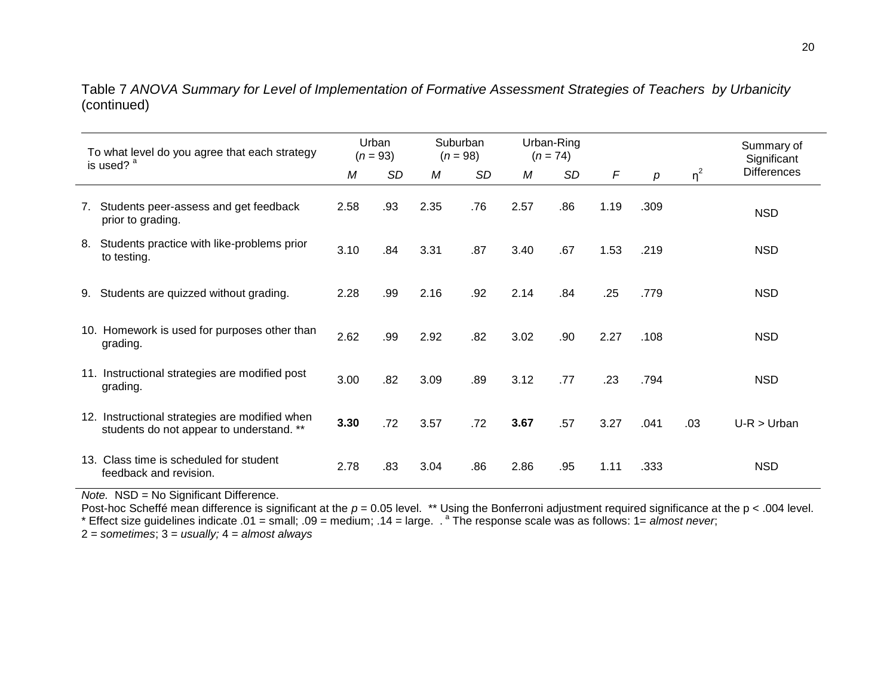Table 7 *ANOVA Summary for Level of Implementation of Formative Assessment Strategies of Teachers by Urbanicity* (continued)

| To what level do you agree that each strategy is used? [a] | Urban ($n$ = 93) | | Suburban ($n$ = 98) | | Urban-Ring ($n$ = 74) | | | | | Summary of Significant Differences |
|---|---|---|---|---|---|---|---|---|---|---|
| | *M* | *SD* | *M* | *SD* | *M* | *SD* | *F* | *p* | $\eta^2$ | |
| 7. Students peer-assess and get feedback prior to grading. | 2.58 | .93 | 2.35 | .76 | 2.57 | .86 | 1.19 | .309 | | NSD |
| 8. Students practice with like-problems prior to testing. | 3.10 | .84 | 3.31 | .87 | 3.40 | .67 | 1.53 | .219 | | NSD |
| 9. Students are quizzed without grading. | 2.28 | .99 | 2.16 | .92 | 2.14 | .84 | .25 | .779 | | NSD |
| 10. Homework is used for purposes other than grading. | 2.62 | .99 | 2.92 | .82 | 3.02 | .90 | 2.27 | .108 | | NSD |
| 11. Instructional strategies are modified post grading. | 3.00 | .82 | 3.09 | .89 | 3.12 | .77 | .23 | .794 | | NSD |
| 12. Instructional strategies are modified when students do not appear to understand. ** | **3.30** | .72 | 3.57 | .72 | **3.67** | .57 | 3.27 | .041 | .03 | U-R > Urban |
| 13. Class time is scheduled for student feedback and revision. | 2.78 | .83 | 3.04 | .86 | 2.86 | .95 | 1.11 | .333 | | NSD |

*Note.* NSD = No Significant Difference.
Post-hoc Scheffé mean difference is significant at the $p$ = 0.05 level. ** Using the Bonferroni adjustment required significance at the p < .004 level.
* Effect size guidelines indicate .01 = small; .09 = medium; .14 = large. . [a] The response scale was as follows: 1= *almost never*; 2 = *sometimes*; 3 = *usually;* 4 = *almost always*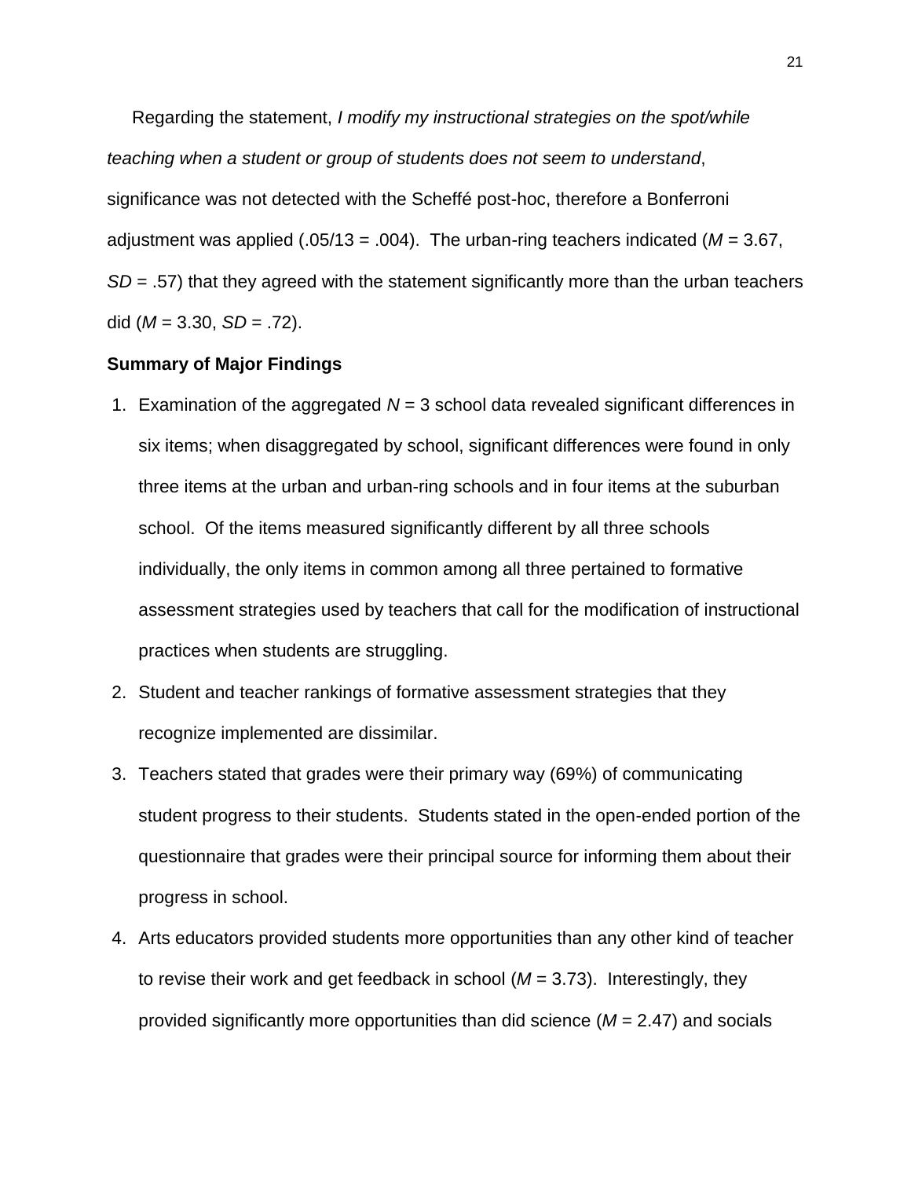Regarding the statement, *I modify my instructional strategies on the spot/while teaching when a student or group of students does not seem to understand*, significance was not detected with the Scheffé post-hoc, therefore a Bonferroni adjustment was applied (.05/13 = .004). The urban-ring teachers indicated ($M$ = 3.67, $SD$ = .57) that they agreed with the statement significantly more than the urban teachers did ($M$ = 3.30, $SD$ = .72).

**Summary of Major Findings**

1. Examination of the aggregated $N$ = 3 school data revealed significant differences in six items; when disaggregated by school, significant differences were found in only three items at the urban and urban-ring schools and in four items at the suburban school. Of the items measured significantly different by all three schools individually, the only items in common among all three pertained to formative assessment strategies used by teachers that call for the modification of instructional practices when students are struggling.
2. Student and teacher rankings of formative assessment strategies that they recognize implemented are dissimilar.
3. Teachers stated that grades were their primary way (69%) of communicating student progress to their students. Students stated in the open-ended portion of the questionnaire that grades were their principal source for informing them about their progress in school.
4. Arts educators provided students more opportunities than any other kind of teacher to revise their work and get feedback in school ($M$ = 3.73). Interestingly, they provided significantly more opportunities than did science ($M$ = 2.47) and socials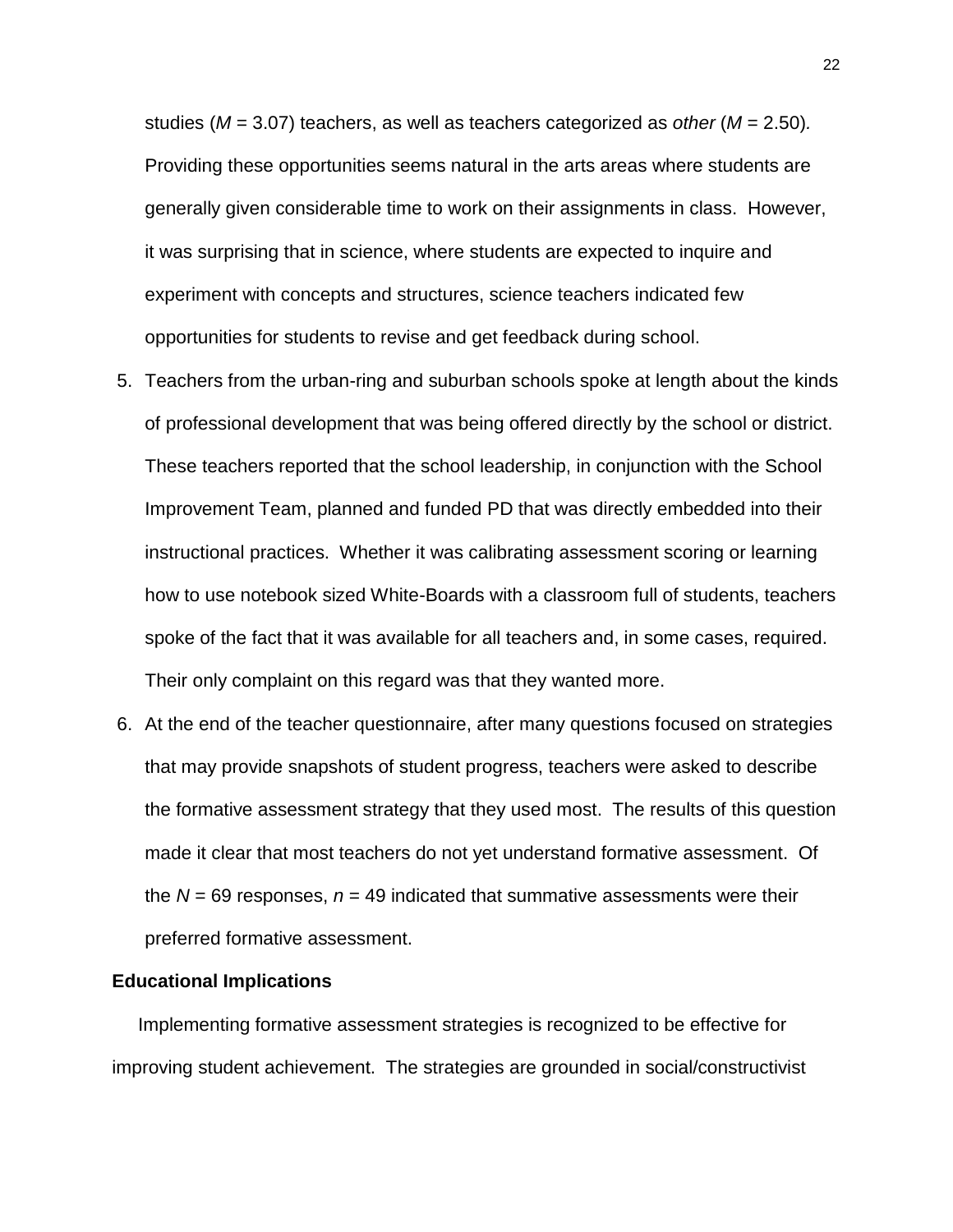studies ($M$ = 3.07) teachers, as well as teachers categorized as *other* ($M$ = 2.50). Providing these opportunities seems natural in the arts areas where students are generally given considerable time to work on their assignments in class. However, it was surprising that in science, where students are expected to inquire and experiment with concepts and structures, science teachers indicated few opportunities for students to revise and get feedback during school.

5. Teachers from the urban-ring and suburban schools spoke at length about the kinds of professional development that was being offered directly by the school or district. These teachers reported that the school leadership, in conjunction with the School Improvement Team, planned and funded PD that was directly embedded into their instructional practices. Whether it was calibrating assessment scoring or learning how to use notebook sized White-Boards with a classroom full of students, teachers spoke of the fact that it was available for all teachers and, in some cases, required. Their only complaint on this regard was that they wanted more.
6. At the end of the teacher questionnaire, after many questions focused on strategies that may provide snapshots of student progress, teachers were asked to describe the formative assessment strategy that they used most. The results of this question made it clear that most teachers do not yet understand formative assessment. Of the $N$ = 69 responses, $n$ = 49 indicated that summative assessments were their preferred formative assessment.

### Educational Implications

Implementing formative assessment strategies is recognized to be effective for improving student achievement. The strategies are grounded in social/constructivist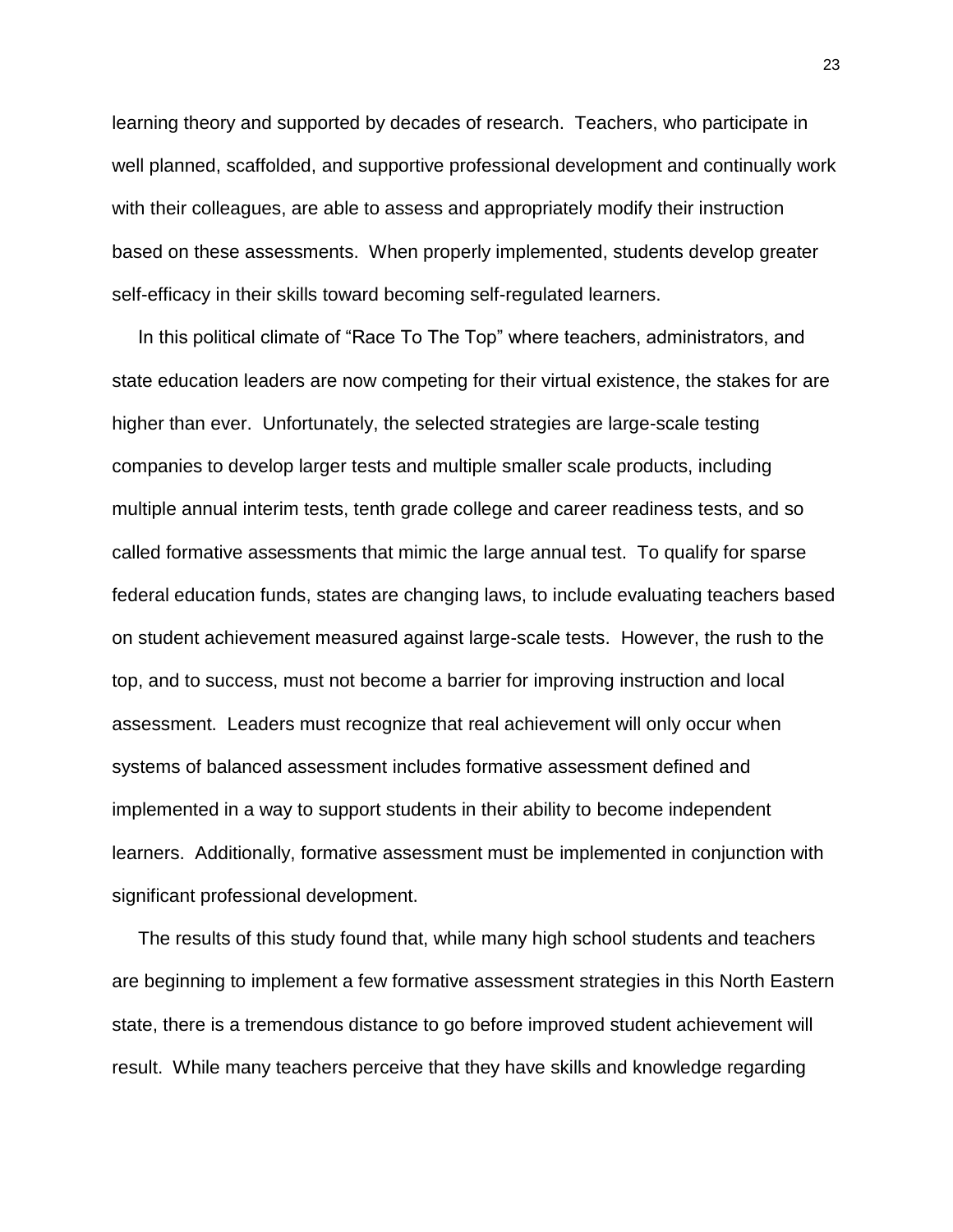learning theory and supported by decades of research. Teachers, who participate in well planned, scaffolded, and supportive professional development and continually work with their colleagues, are able to assess and appropriately modify their instruction based on these assessments. When properly implemented, students develop greater self-efficacy in their skills toward becoming self-regulated learners.

In this political climate of “Race To The Top” where teachers, administrators, and state education leaders are now competing for their virtual existence, the stakes for are higher than ever. Unfortunately, the selected strategies are large-scale testing companies to develop larger tests and multiple smaller scale products, including multiple annual interim tests, tenth grade college and career readiness tests, and so called formative assessments that mimic the large annual test. To qualify for sparse federal education funds, states are changing laws, to include evaluating teachers based on student achievement measured against large-scale tests. However, the rush to the top, and to success, must not become a barrier for improving instruction and local assessment. Leaders must recognize that real achievement will only occur when systems of balanced assessment includes formative assessment defined and implemented in a way to support students in their ability to become independent learners. Additionally, formative assessment must be implemented in conjunction with significant professional development.

The results of this study found that, while many high school students and teachers are beginning to implement a few formative assessment strategies in this North Eastern state, there is a tremendous distance to go before improved student achievement will result. While many teachers perceive that they have skills and knowledge regarding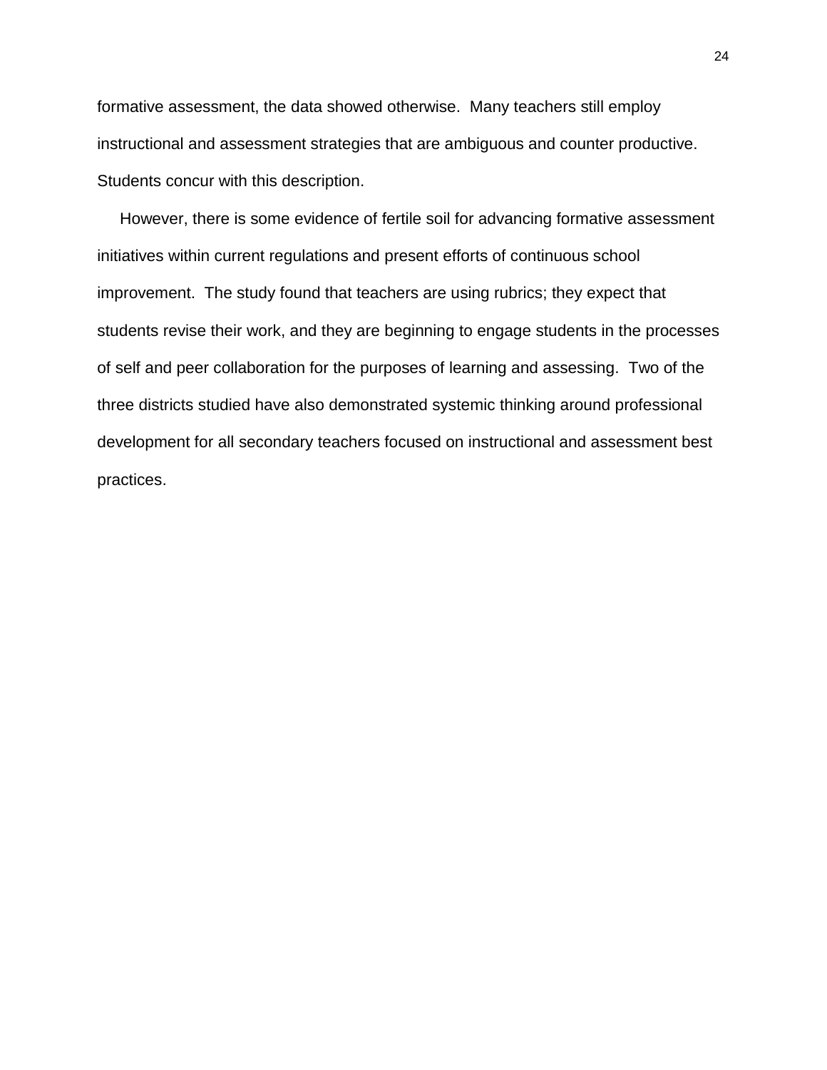formative assessment, the data showed otherwise.  Many teachers still employ instructional and assessment strategies that are ambiguous and counter productive. Students concur with this description.

However, there is some evidence of fertile soil for advancing formative assessment initiatives within current regulations and present efforts of continuous school improvement.  The study found that teachers are using rubrics; they expect that students revise their work, and they are beginning to engage students in the processes of self and peer collaboration for the purposes of learning and assessing.  Two of the three districts studied have also demonstrated systemic thinking around professional development for all secondary teachers focused on instructional and assessment best practices.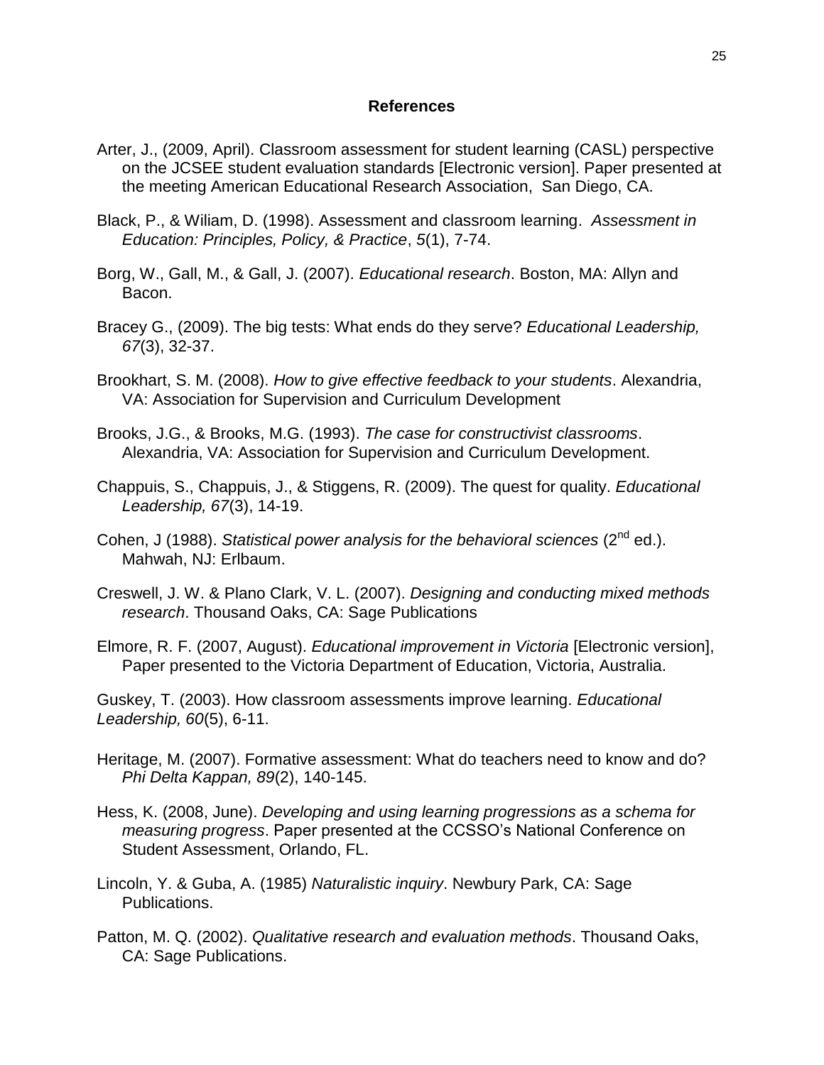# References

Arter, J., (2009, April). Classroom assessment for student learning (CASL) perspective on the JCSEE student evaluation standards [Electronic version]. Paper presented at the meeting American Educational Research Association, San Diego, CA.

Black, P., & Wiliam, D. (1998). Assessment and classroom learning. *Assessment in Education: Principles, Policy, & Practice*, *5*(1), 7-74.

Borg, W., Gall, M., & Gall, J. (2007). *Educational research*. Boston, MA: Allyn and Bacon.

Bracey G., (2009). The big tests: What ends do they serve? *Educational Leadership, 67*(3), 32-37.

Brookhart, S. M. (2008). *How to give effective feedback to your students*. Alexandria, VA: Association for Supervision and Curriculum Development

Brooks, J.G., & Brooks, M.G. (1993). *The case for constructivist classrooms*. Alexandria, VA: Association for Supervision and Curriculum Development.

Chappuis, S., Chappuis, J., & Stiggens, R. (2009). The quest for quality. *Educational Leadership, 67*(3), 14-19.

Cohen, J (1988). *Statistical power analysis for the behavioral sciences* (2nd ed.). Mahwah, NJ: Erlbaum.

Creswell, J. W. & Plano Clark, V. L. (2007). *Designing and conducting mixed methods research*. Thousand Oaks, CA: Sage Publications

Elmore, R. F. (2007, August). *Educational improvement in Victoria* [Electronic version], Paper presented to the Victoria Department of Education, Victoria, Australia.

Guskey, T. (2003). How classroom assessments improve learning. *Educational Leadership, 60*(5), 6-11.

Heritage, M. (2007). Formative assessment: What do teachers need to know and do? *Phi Delta Kappan, 89*(2), 140-145.

Hess, K. (2008, June). *Developing and using learning progressions as a schema for measuring progress*. Paper presented at the CCSSO's National Conference on Student Assessment, Orlando, FL.

Lincoln, Y. & Guba, A. (1985) *Naturalistic inquiry*. Newbury Park, CA: Sage Publications.

Patton, M. Q. (2002). *Qualitative research and evaluation methods*. Thousand Oaks, CA: Sage Publications.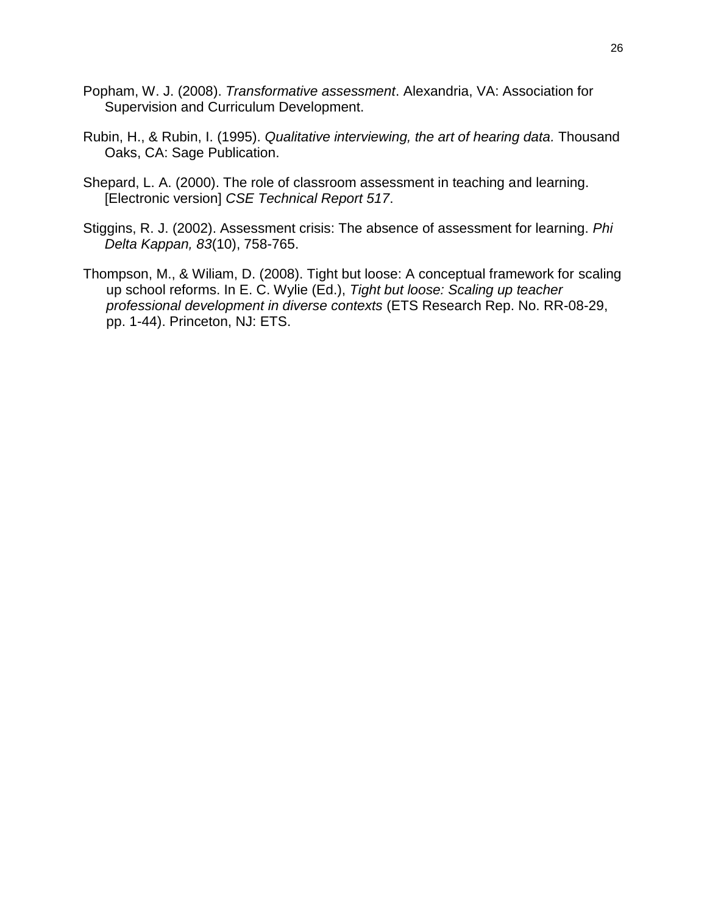Popham, W. J. (2008). *Transformative assessment*. Alexandria, VA: Association for Supervision and Curriculum Development.

Rubin, H., & Rubin, I. (1995). *Qualitative interviewing, the art of hearing data.* Thousand Oaks, CA: Sage Publication.

Shepard, L. A. (2000). The role of classroom assessment in teaching and learning. [Electronic version] *CSE Technical Report 517*.

Stiggins, R. J. (2002). Assessment crisis: The absence of assessment for learning. *Phi Delta Kappan, 83*(10), 758-765.

Thompson, M., & Wiliam, D. (2008). Tight but loose: A conceptual framework for scaling up school reforms. In E. C. Wylie (Ed.), *Tight but loose: Scaling up teacher professional development in diverse contexts* (ETS Research Rep. No. RR-08-29, pp. 1-44). Princeton, NJ: ETS.